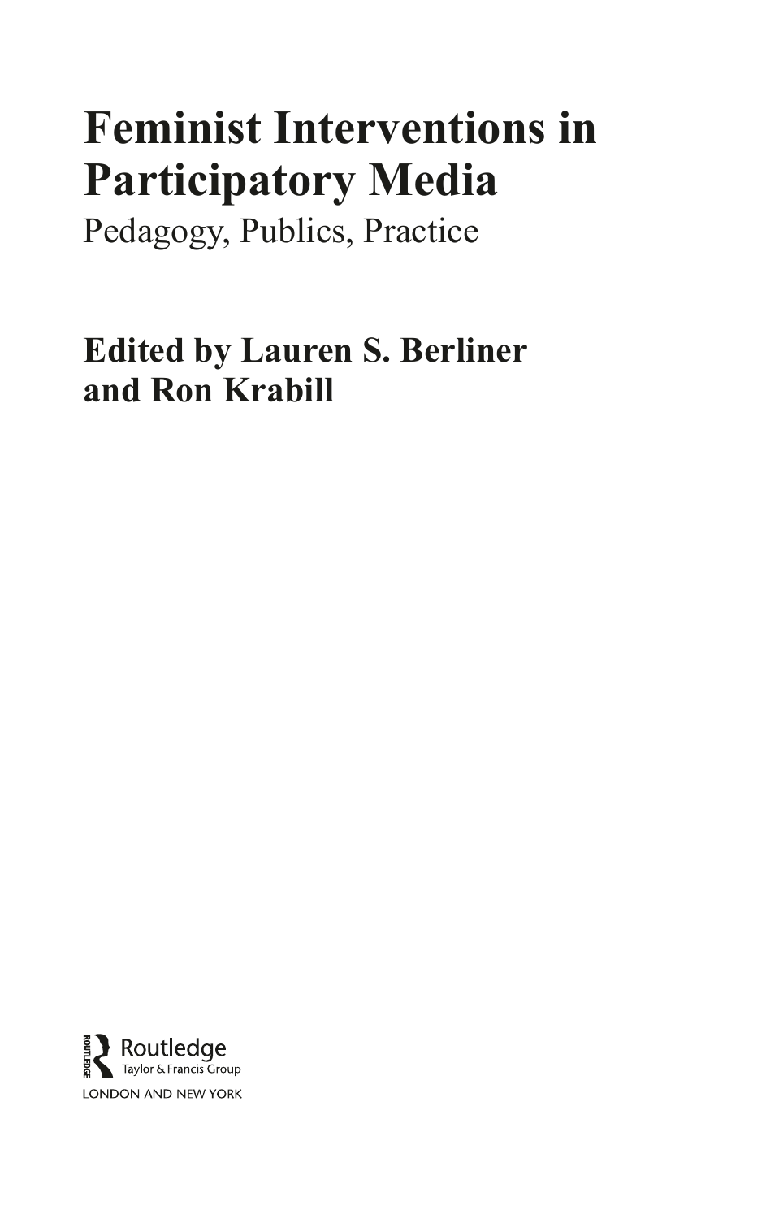# Feminist Interventions in Participatory Media

Pedagogy, Publics, Practice

**Edited by Lauren S. Berliner and Ron Krabill**

Routledge
Taylor & Francis Group
LONDON AND NEW YORK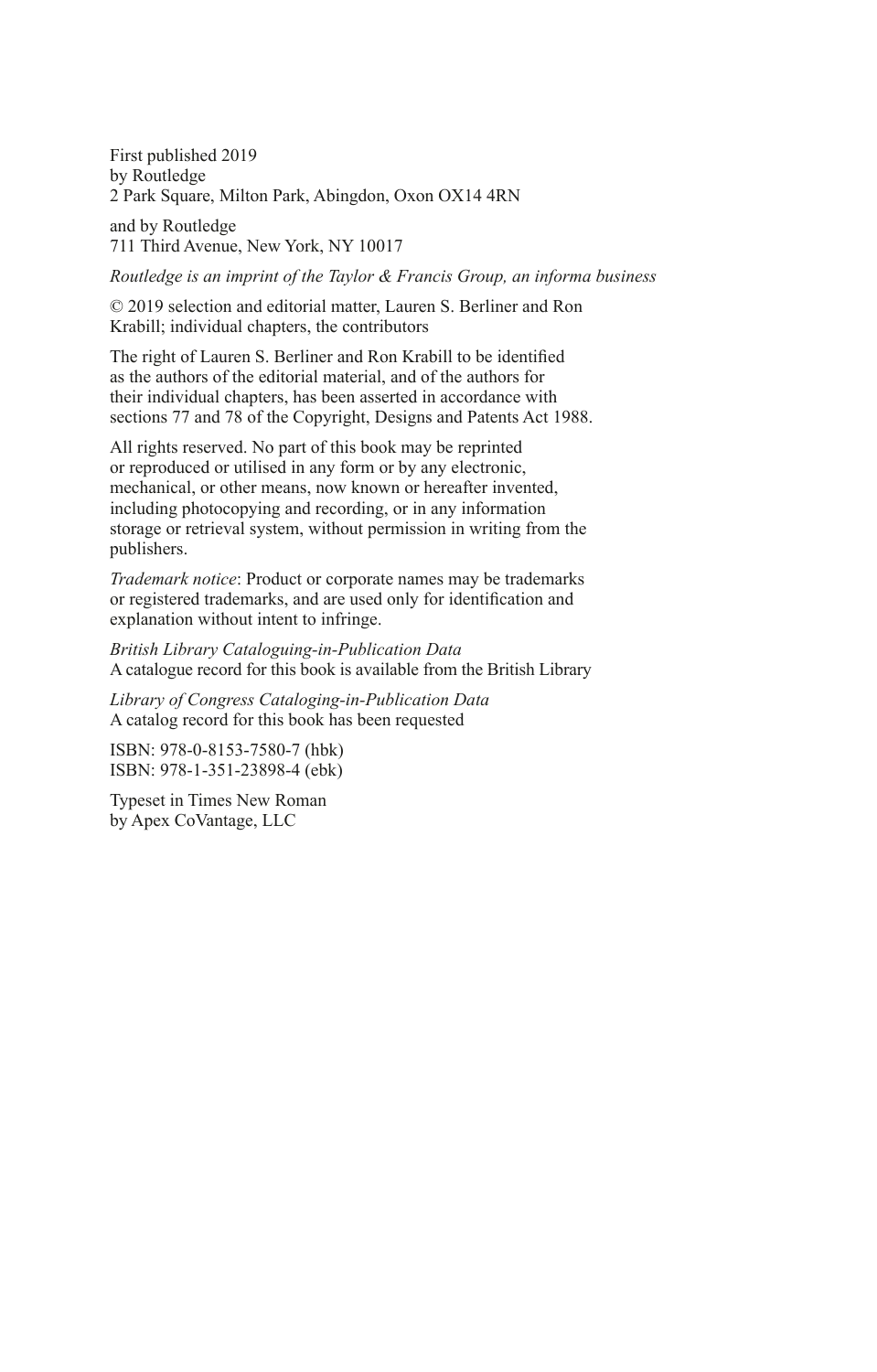First published 2019
by Routledge
2 Park Square, Milton Park, Abingdon, Oxon OX14 4RN

and by Routledge
711 Third Avenue, New York, NY 10017

*Routledge is an imprint of the Taylor & Francis Group, an informa business*

© 2019 selection and editorial matter, Lauren S. Berliner and Ron Krabill; individual chapters, the contributors

The right of Lauren S. Berliner and Ron Krabill to be identified as the authors of the editorial material, and of the authors for their individual chapters, has been asserted in accordance with sections 77 and 78 of the Copyright, Designs and Patents Act 1988.

All rights reserved. No part of this book may be reprinted or reproduced or utilised in any form or by any electronic, mechanical, or other means, now known or hereafter invented, including photocopying and recording, or in any information storage or retrieval system, without permission in writing from the publishers.

*Trademark notice*: Product or corporate names may be trademarks or registered trademarks, and are used only for identification and explanation without intent to infringe.

*British Library Cataloguing-in-Publication Data*
A catalogue record for this book is available from the British Library

*Library of Congress Cataloging-in-Publication Data*
A catalog record for this book has been requested

ISBN: 978-0-8153-7580-7 (hbk)
ISBN: 978-1-351-23898-4 (ebk)

Typeset in Times New Roman
by Apex CoVantage, LLC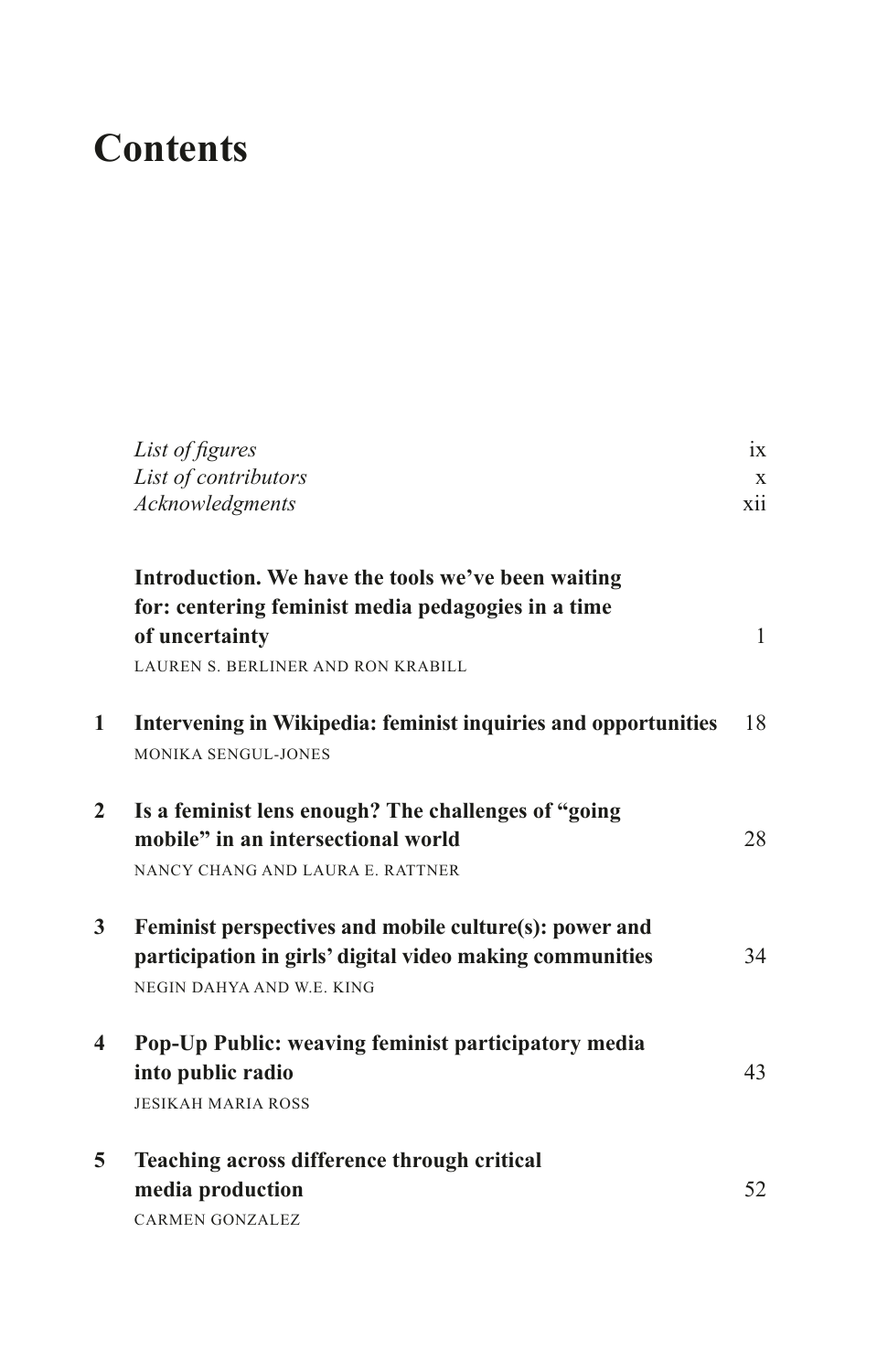# Contents

*List of figures* ix
*List of contributors* x
*Acknowledgments* xii

**Introduction. We have the tools we've been waiting for: centering feminist media pedagogies in a time of uncertainty** 1
LAUREN S. BERLINER AND RON KRABILL

**1 Intervening in Wikipedia: feminist inquiries and opportunities** 18
MONIKA SENGUL-JONES

**2 Is a feminist lens enough? The challenges of "going mobile" in an intersectional world** 28
NANCY CHANG AND LAURA E. RATTNER

**3 Feminist perspectives and mobile culture(s): power and participation in girls' digital video making communities** 34
NEGIN DAHYA AND W.E. KING

**4 Pop-Up Public: weaving feminist participatory media into public radio** 43
JESIKAH MARIA ROSS

**5 Teaching across difference through critical media production** 52
CARMEN GONZALEZ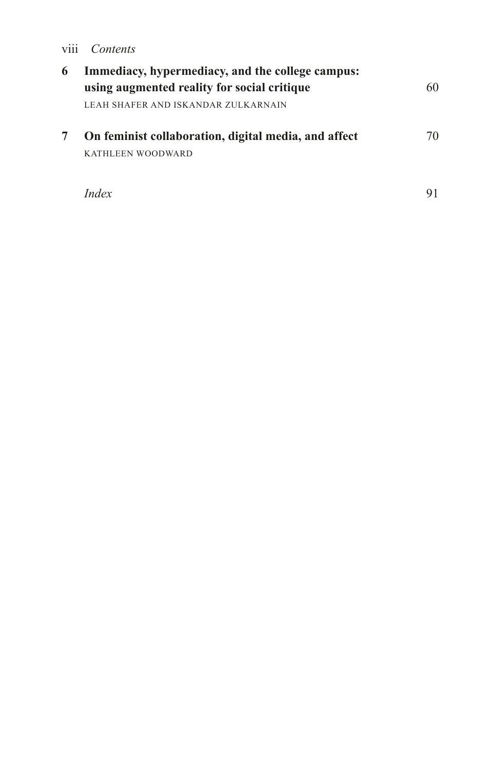| | | |
|---|---|---|
| **6** | **Immediacy, hypermediacy, and the college campus: using augmented reality for social critique**<br>LEAH SHAFER AND ISKANDAR ZULKARNAIN | 60 |
| **7** | **On feminist collaboration, digital media, and affect**<br>KATHLEEN WOODWARD | 70 |
| | *Index* | 91 |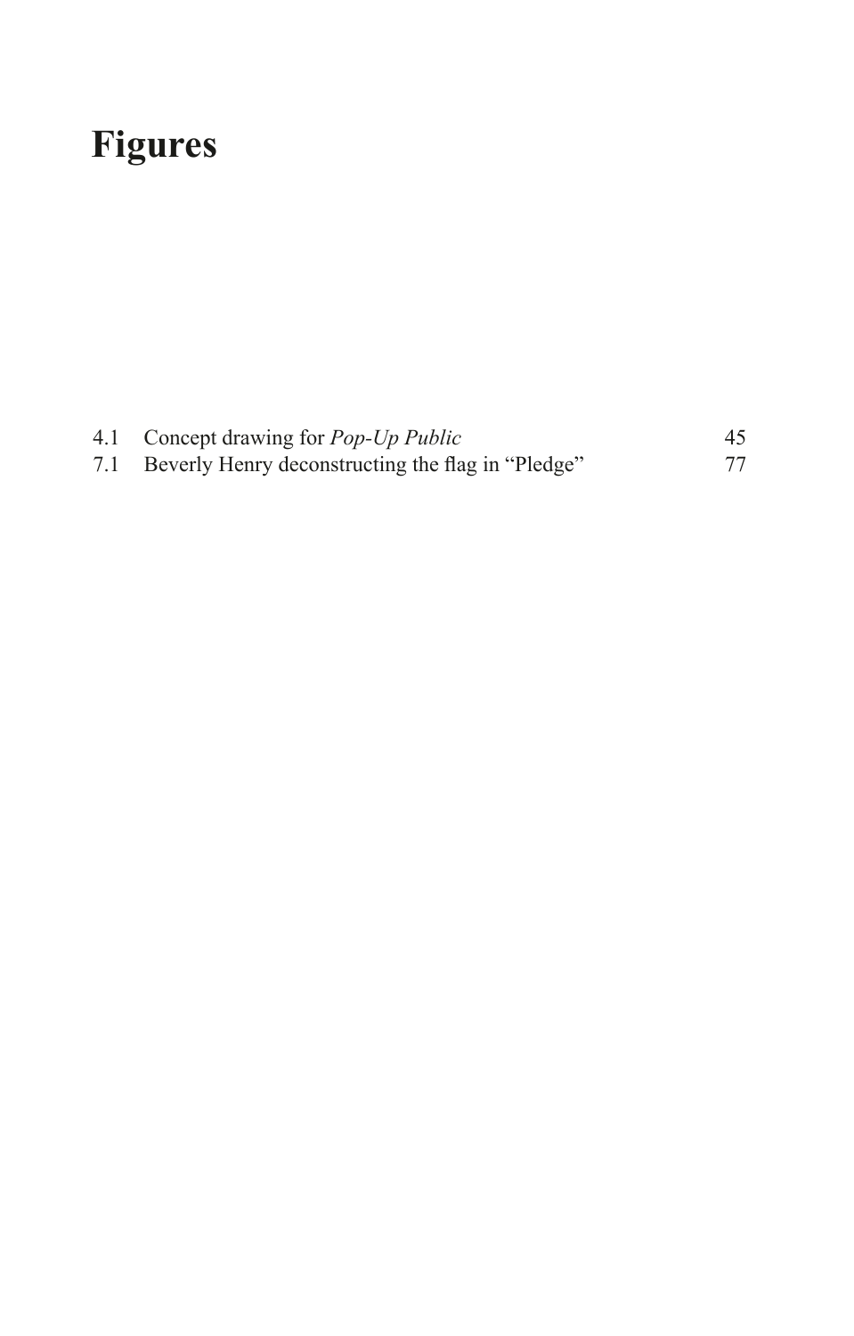# Figures

| | | |
|---|---|---|
| 4.1 | Concept drawing for *Pop-Up Public* | 45 |
| 7.1 | Beverly Henry deconstructing the flag in "Pledge" | 77 |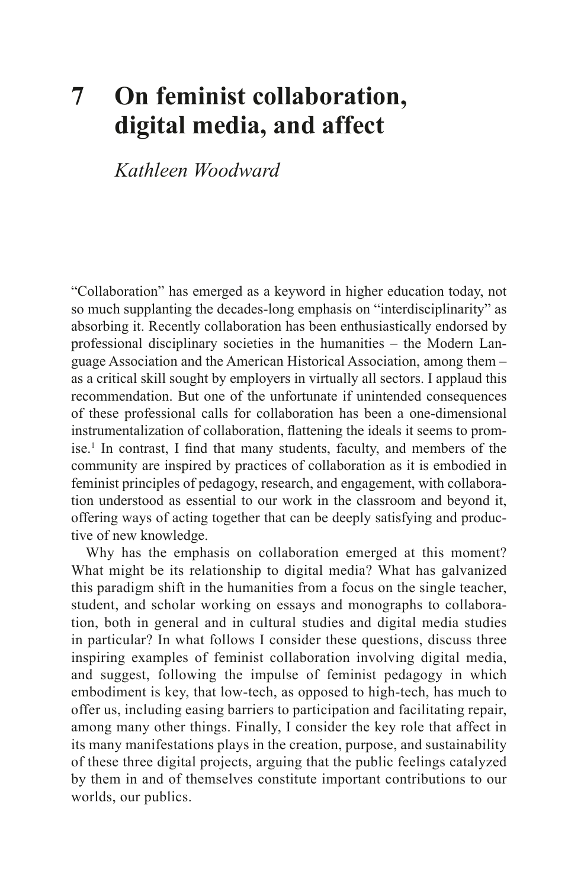# 7 On feminist collaboration, digital media, and affect

*Kathleen Woodward*

"Collaboration" has emerged as a keyword in higher education today, not so much supplanting the decades-long emphasis on "interdisciplinarity" as absorbing it. Recently collaboration has been enthusiastically endorsed by professional disciplinary societies in the humanities – the Modern Language Association and the American Historical Association, among them – as a critical skill sought by employers in virtually all sectors. I applaud this recommendation. But one of the unfortunate if unintended consequences of these professional calls for collaboration has been a one-dimensional instrumentalization of collaboration, flattening the ideals it seems to promise.[1] In contrast, I find that many students, faculty, and members of the community are inspired by practices of collaboration as it is embodied in feminist principles of pedagogy, research, and engagement, with collaboration understood as essential to our work in the classroom and beyond it, offering ways of acting together that can be deeply satisfying and productive of new knowledge.

Why has the emphasis on collaboration emerged at this moment? What might be its relationship to digital media? What has galvanized this paradigm shift in the humanities from a focus on the single teacher, student, and scholar working on essays and monographs to collaboration, both in general and in cultural studies and digital media studies in particular? In what follows I consider these questions, discuss three inspiring examples of feminist collaboration involving digital media, and suggest, following the impulse of feminist pedagogy in which embodiment is key, that low-tech, as opposed to high-tech, has much to offer us, including easing barriers to participation and facilitating repair, among many other things. Finally, I consider the key role that affect in its many manifestations plays in the creation, purpose, and sustainability of these three digital projects, arguing that the public feelings catalyzed by them in and of themselves constitute important contributions to our worlds, our publics.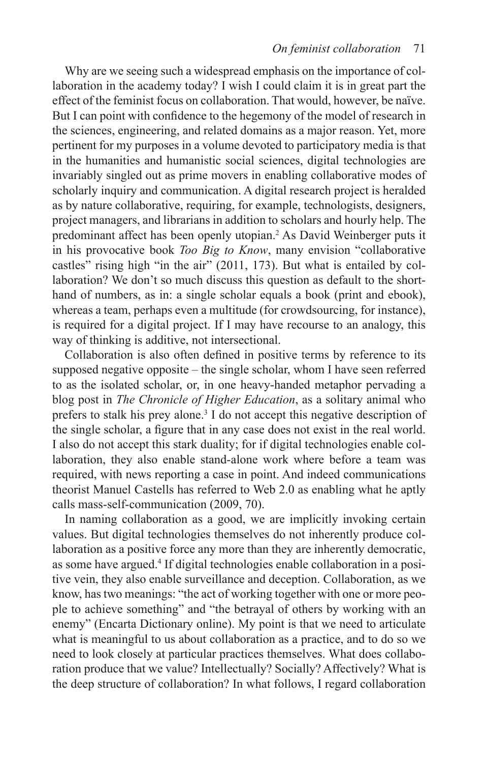Why are we seeing such a widespread emphasis on the importance of collaboration in the academy today? I wish I could claim it is in great part the effect of the feminist focus on collaboration. That would, however, be naïve. But I can point with confidence to the hegemony of the model of research in the sciences, engineering, and related domains as a major reason. Yet, more pertinent for my purposes in a volume devoted to participatory media is that in the humanities and humanistic social sciences, digital technologies are invariably singled out as prime movers in enabling collaborative modes of scholarly inquiry and communication. A digital research project is heralded as by nature collaborative, requiring, for example, technologists, designers, project managers, and librarians in addition to scholars and hourly help. The predominant affect has been openly utopian.[2] As David Weinberger puts it in his provocative book *Too Big to Know*, many envision "collaborative castles" rising high "in the air" (2011, 173). But what is entailed by collaboration? We don't so much discuss this question as default to the shorthand of numbers, as in: a single scholar equals a book (print and ebook), whereas a team, perhaps even a multitude (for crowdsourcing, for instance), is required for a digital project. If I may have recourse to an analogy, this way of thinking is additive, not intersectional.

Collaboration is also often defined in positive terms by reference to its supposed negative opposite – the single scholar, whom I have seen referred to as the isolated scholar, or, in one heavy-handed metaphor pervading a blog post in *The Chronicle of Higher Education*, as a solitary animal who prefers to stalk his prey alone.[3] I do not accept this negative description of the single scholar, a figure that in any case does not exist in the real world. I also do not accept this stark duality; for if digital technologies enable collaboration, they also enable stand-alone work where before a team was required, with news reporting a case in point. And indeed communications theorist Manuel Castells has referred to Web 2.0 as enabling what he aptly calls mass-self-communication (2009, 70).

In naming collaboration as a good, we are implicitly invoking certain values. But digital technologies themselves do not inherently produce collaboration as a positive force any more than they are inherently democratic, as some have argued.[4] If digital technologies enable collaboration in a positive vein, they also enable surveillance and deception. Collaboration, as we know, has two meanings: "the act of working together with one or more people to achieve something" and "the betrayal of others by working with an enemy" (Encarta Dictionary online). My point is that we need to articulate what is meaningful to us about collaboration as a practice, and to do so we need to look closely at particular practices themselves. What does collaboration produce that we value? Intellectually? Socially? Affectively? What is the deep structure of collaboration? In what follows, I regard collaboration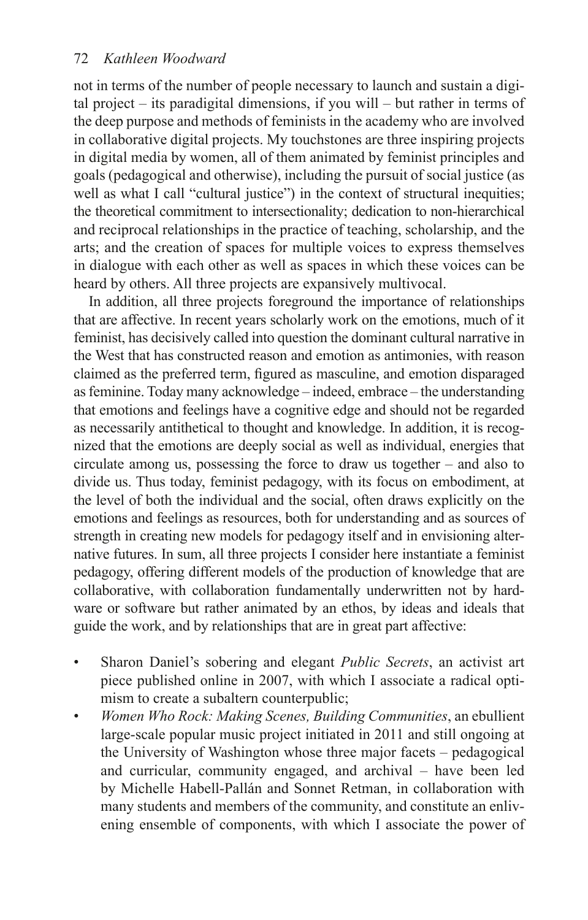not in terms of the number of people necessary to launch and sustain a digital project – its paradigital dimensions, if you will – but rather in terms of the deep purpose and methods of feminists in the academy who are involved in collaborative digital projects. My touchstones are three inspiring projects in digital media by women, all of them animated by feminist principles and goals (pedagogical and otherwise), including the pursuit of social justice (as well as what I call "cultural justice") in the context of structural inequities; the theoretical commitment to intersectionality; dedication to non-hierarchical and reciprocal relationships in the practice of teaching, scholarship, and the arts; and the creation of spaces for multiple voices to express themselves in dialogue with each other as well as spaces in which these voices can be heard by others. All three projects are expansively multivocal.

In addition, all three projects foreground the importance of relationships that are affective. In recent years scholarly work on the emotions, much of it feminist, has decisively called into question the dominant cultural narrative in the West that has constructed reason and emotion as antimonies, with reason claimed as the preferred term, figured as masculine, and emotion disparaged as feminine. Today many acknowledge – indeed, embrace – the understanding that emotions and feelings have a cognitive edge and should not be regarded as necessarily antithetical to thought and knowledge. In addition, it is recognized that the emotions are deeply social as well as individual, energies that circulate among us, possessing the force to draw us together – and also to divide us. Thus today, feminist pedagogy, with its focus on embodiment, at the level of both the individual and the social, often draws explicitly on the emotions and feelings as resources, both for understanding and as sources of strength in creating new models for pedagogy itself and in envisioning alternative futures. In sum, all three projects I consider here instantiate a feminist pedagogy, offering different models of the production of knowledge that are collaborative, with collaboration fundamentally underwritten not by hardware or software but rather animated by an ethos, by ideas and ideals that guide the work, and by relationships that are in great part affective:

- Sharon Daniel's sobering and elegant *Public Secrets*, an activist art piece published online in 2007, with which I associate a radical optimism to create a subaltern counterpublic;
- *Women Who Rock: Making Scenes, Building Communities*, an ebullient large-scale popular music project initiated in 2011 and still ongoing at the University of Washington whose three major facets – pedagogical and curricular, community engaged, and archival – have been led by Michelle Habell-Pallán and Sonnet Retman, in collaboration with many students and members of the community, and constitute an enlivening ensemble of components, with which I associate the power of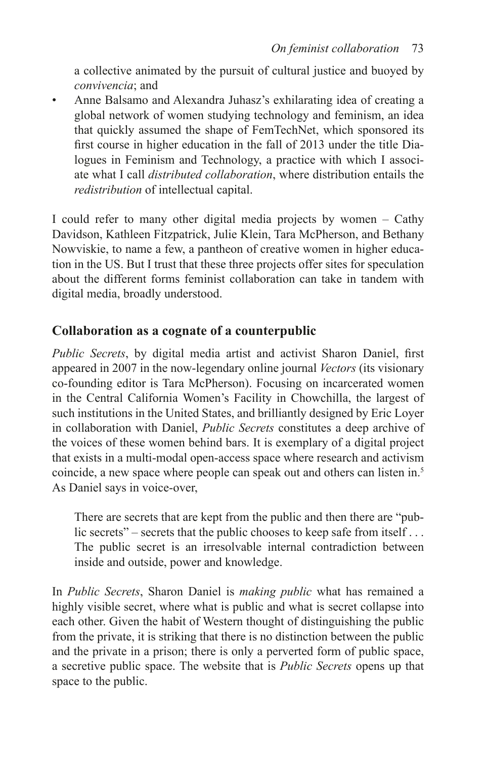a collective animated by the pursuit of cultural justice and buoyed by *convivencia*; and

- Anne Balsamo and Alexandra Juhasz's exhilarating idea of creating a global network of women studying technology and feminism, an idea that quickly assumed the shape of FemTechNet, which sponsored its first course in higher education in the fall of 2013 under the title Dialogues in Feminism and Technology, a practice with which I associate what I call *distributed collaboration*, where distribution entails the *redistribution* of intellectual capital.

I could refer to many other digital media projects by women – Cathy Davidson, Kathleen Fitzpatrick, Julie Klein, Tara McPherson, and Bethany Nowviskie, to name a few, a pantheon of creative women in higher education in the US. But I trust that these three projects offer sites for speculation about the different forms feminist collaboration can take in tandem with digital media, broadly understood.

## Collaboration as a cognate of a counterpublic

*Public Secrets*, by digital media artist and activist Sharon Daniel, first appeared in 2007 in the now-legendary online journal *Vectors* (its visionary co-founding editor is Tara McPherson). Focusing on incarcerated women in the Central California Women's Facility in Chowchilla, the largest of such institutions in the United States, and brilliantly designed by Eric Loyer in collaboration with Daniel, *Public Secrets* constitutes a deep archive of the voices of these women behind bars. It is exemplary of a digital project that exists in a multi-modal open-access space where research and activism coincide, a new space where people can speak out and others can listen in.[5] As Daniel says in voice-over,

> There are secrets that are kept from the public and then there are "public secrets" – secrets that the public chooses to keep safe from itself . . . The public secret is an irresolvable internal contradiction between inside and outside, power and knowledge.

In *Public Secrets*, Sharon Daniel is *making public* what has remained a highly visible secret, where what is public and what is secret collapse into each other. Given the habit of Western thought of distinguishing the public from the private, it is striking that there is no distinction between the public and the private in a prison; there is only a perverted form of public space, a secretive public space. The website that is *Public Secrets* opens up that space to the public.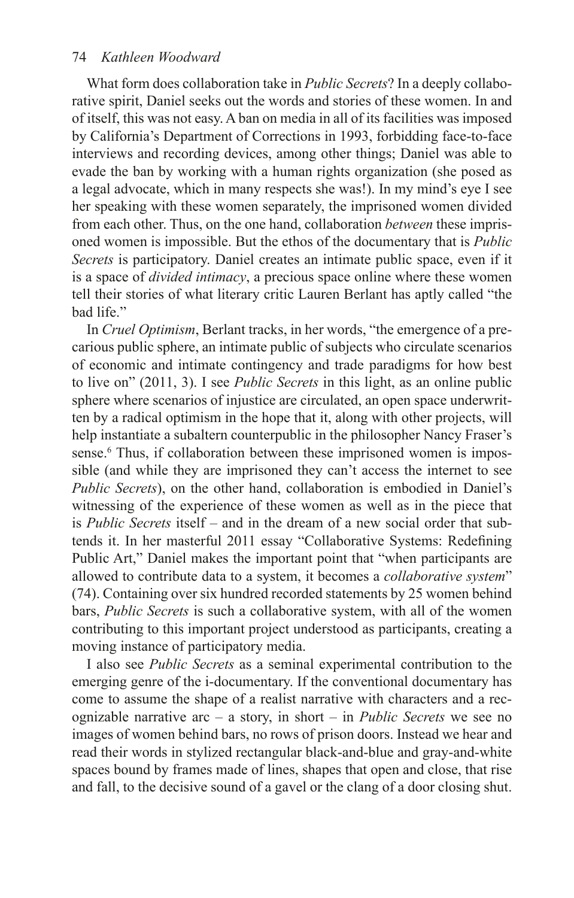What form does collaboration take in *Public Secrets*? In a deeply collaborative spirit, Daniel seeks out the words and stories of these women. In and of itself, this was not easy. A ban on media in all of its facilities was imposed by California's Department of Corrections in 1993, forbidding face-to-face interviews and recording devices, among other things; Daniel was able to evade the ban by working with a human rights organization (she posed as a legal advocate, which in many respects she was!). In my mind's eye I see her speaking with these women separately, the imprisoned women divided from each other. Thus, on the one hand, collaboration *between* these imprisoned women is impossible. But the ethos of the documentary that is *Public Secrets* is participatory. Daniel creates an intimate public space, even if it is a space of *divided intimacy*, a precious space online where these women tell their stories of what literary critic Lauren Berlant has aptly called "the bad life."

In *Cruel Optimism*, Berlant tracks, in her words, "the emergence of a precarious public sphere, an intimate public of subjects who circulate scenarios of economic and intimate contingency and trade paradigms for how best to live on" (2011, 3). I see *Public Secrets* in this light, as an online public sphere where scenarios of injustice are circulated, an open space underwritten by a radical optimism in the hope that it, along with other projects, will help instantiate a subaltern counterpublic in the philosopher Nancy Fraser's sense.[6] Thus, if collaboration between these imprisoned women is impossible (and while they are imprisoned they can't access the internet to see *Public Secrets*), on the other hand, collaboration is embodied in Daniel's witnessing of the experience of these women as well as in the piece that is *Public Secrets* itself – and in the dream of a new social order that subtends it. In her masterful 2011 essay "Collaborative Systems: Redefining Public Art," Daniel makes the important point that "when participants are allowed to contribute data to a system, it becomes a *collaborative system*" (74). Containing over six hundred recorded statements by 25 women behind bars, *Public Secrets* is such a collaborative system, with all of the women contributing to this important project understood as participants, creating a moving instance of participatory media.

I also see *Public Secrets* as a seminal experimental contribution to the emerging genre of the i-documentary. If the conventional documentary has come to assume the shape of a realist narrative with characters and a recognizable narrative arc – a story, in short – in *Public Secrets* we see no images of women behind bars, no rows of prison doors. Instead we hear and read their words in stylized rectangular black-and-blue and gray-and-white spaces bound by frames made of lines, shapes that open and close, that rise and fall, to the decisive sound of a gavel or the clang of a door closing shut.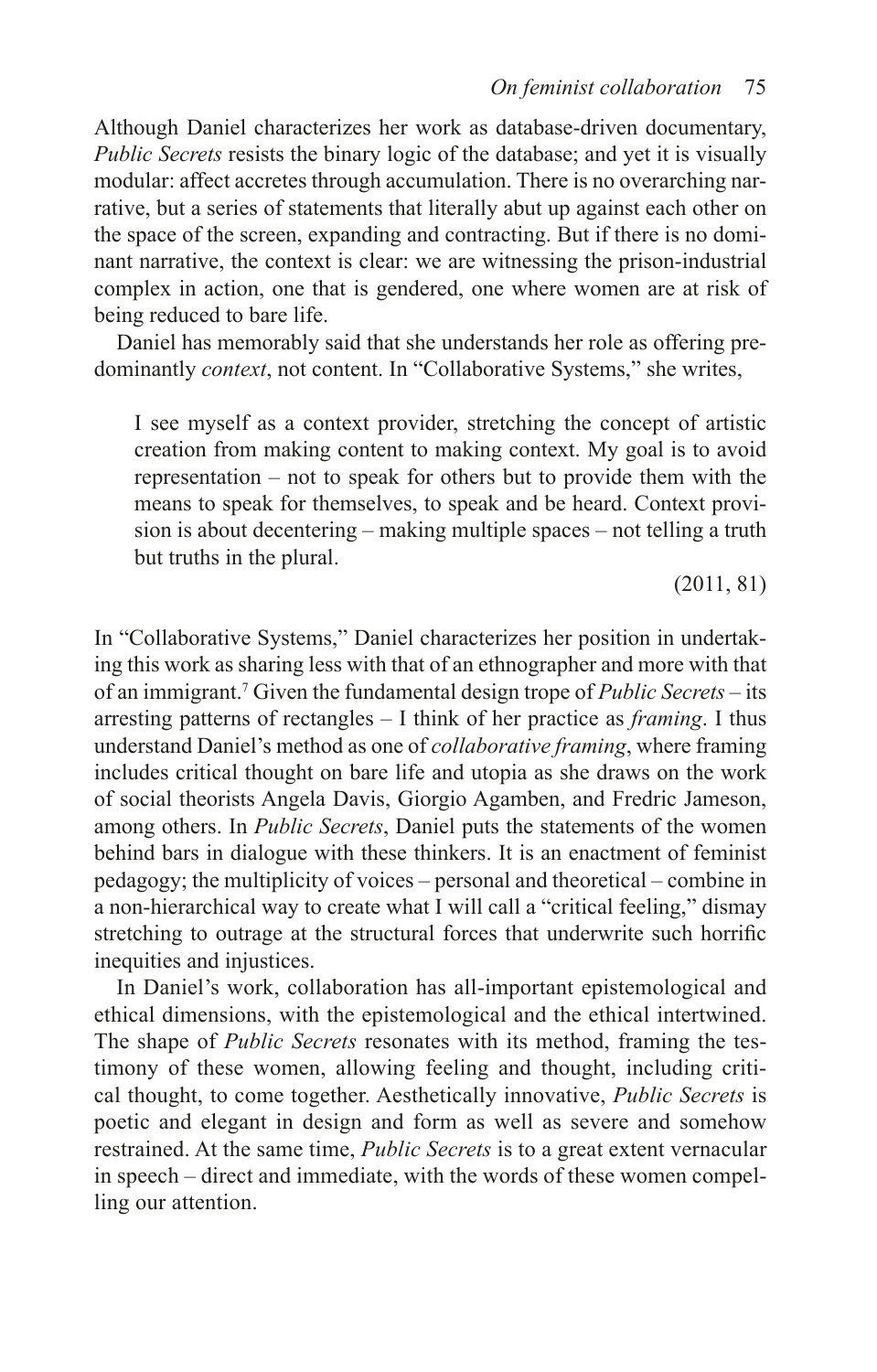Although Daniel characterizes her work as database-driven documentary, *Public Secrets* resists the binary logic of the database; and yet it is visually modular: affect accretes through accumulation. There is no overarching narrative, but a series of statements that literally abut up against each other on the space of the screen, expanding and contracting. But if there is no dominant narrative, the context is clear: we are witnessing the prison-industrial complex in action, one that is gendered, one where women are at risk of being reduced to bare life.

Daniel has memorably said that she understands her role as offering predominantly *context*, not content. In "Collaborative Systems," she writes,

> I see myself as a context provider, stretching the concept of artistic creation from making content to making context. My goal is to avoid representation – not to speak for others but to provide them with the means to speak for themselves, to speak and be heard. Context provision is about decentering – making multiple spaces – not telling a truth but truths in the plural.
>
> (2011, 81)

In "Collaborative Systems," Daniel characterizes her position in undertaking this work as sharing less with that of an ethnographer and more with that of an immigrant.[7] Given the fundamental design trope of *Public Secrets* – its arresting patterns of rectangles – I think of her practice as *framing*. I thus understand Daniel's method as one of *collaborative framing*, where framing includes critical thought on bare life and utopia as she draws on the work of social theorists Angela Davis, Giorgio Agamben, and Fredric Jameson, among others. In *Public Secrets*, Daniel puts the statements of the women behind bars in dialogue with these thinkers. It is an enactment of feminist pedagogy; the multiplicity of voices – personal and theoretical – combine in a non-hierarchical way to create what I will call a "critical feeling," dismay stretching to outrage at the structural forces that underwrite such horrific inequities and injustices.

In Daniel's work, collaboration has all-important epistemological and ethical dimensions, with the epistemological and the ethical intertwined. The shape of *Public Secrets* resonates with its method, framing the testimony of these women, allowing feeling and thought, including critical thought, to come together. Aesthetically innovative, *Public Secrets* is poetic and elegant in design and form as well as severe and somehow restrained. At the same time, *Public Secrets* is to a great extent vernacular in speech – direct and immediate, with the words of these women compelling our attention.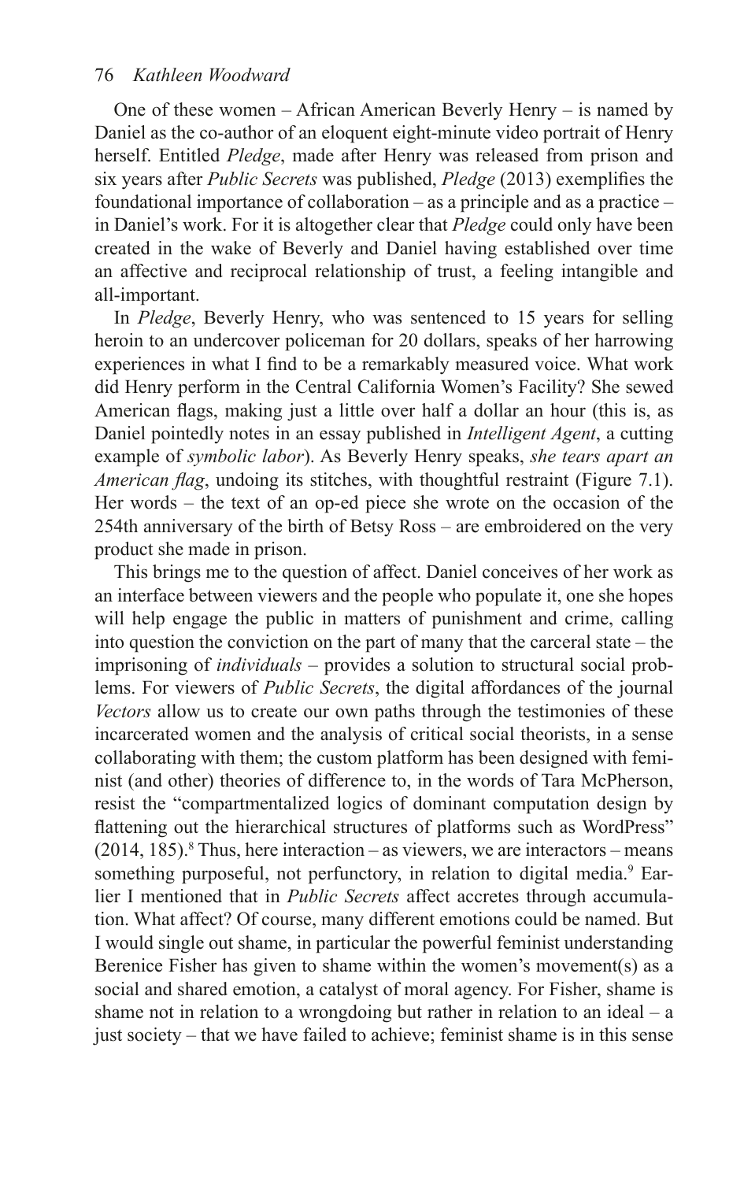One of these women – African American Beverly Henry – is named by Daniel as the co-author of an eloquent eight-minute video portrait of Henry herself. Entitled *Pledge*, made after Henry was released from prison and six years after *Public Secrets* was published, *Pledge* (2013) exemplifies the foundational importance of collaboration – as a principle and as a practice – in Daniel's work. For it is altogether clear that *Pledge* could only have been created in the wake of Beverly and Daniel having established over time an affective and reciprocal relationship of trust, a feeling intangible and all-important.

In *Pledge*, Beverly Henry, who was sentenced to 15 years for selling heroin to an undercover policeman for 20 dollars, speaks of her harrowing experiences in what I find to be a remarkably measured voice. What work did Henry perform in the Central California Women's Facility? She sewed American flags, making just a little over half a dollar an hour (this is, as Daniel pointedly notes in an essay published in *Intelligent Agent*, a cutting example of *symbolic labor*). As Beverly Henry speaks, *she tears apart an American flag*, undoing its stitches, with thoughtful restraint (Figure 7.1). Her words – the text of an op-ed piece she wrote on the occasion of the 254th anniversary of the birth of Betsy Ross – are embroidered on the very product she made in prison.

This brings me to the question of affect. Daniel conceives of her work as an interface between viewers and the people who populate it, one she hopes will help engage the public in matters of punishment and crime, calling into question the conviction on the part of many that the carceral state – the imprisoning of *individuals* – provides a solution to structural social problems. For viewers of *Public Secrets*, the digital affordances of the journal *Vectors* allow us to create our own paths through the testimonies of these incarcerated women and the analysis of critical social theorists, in a sense collaborating with them; the custom platform has been designed with feminist (and other) theories of difference to, in the words of Tara McPherson, resist the "compartmentalized logics of dominant computation design by flattening out the hierarchical structures of platforms such as WordPress" (2014, 185).[8] Thus, here interaction – as viewers, we are interactors – means something purposeful, not perfunctory, in relation to digital media.[9] Earlier I mentioned that in *Public Secrets* affect accretes through accumulation. What affect? Of course, many different emotions could be named. But I would single out shame, in particular the powerful feminist understanding Berenice Fisher has given to shame within the women's movement(s) as a social and shared emotion, a catalyst of moral agency. For Fisher, shame is shame not in relation to a wrongdoing but rather in relation to an ideal – a just society – that we have failed to achieve; feminist shame is in this sense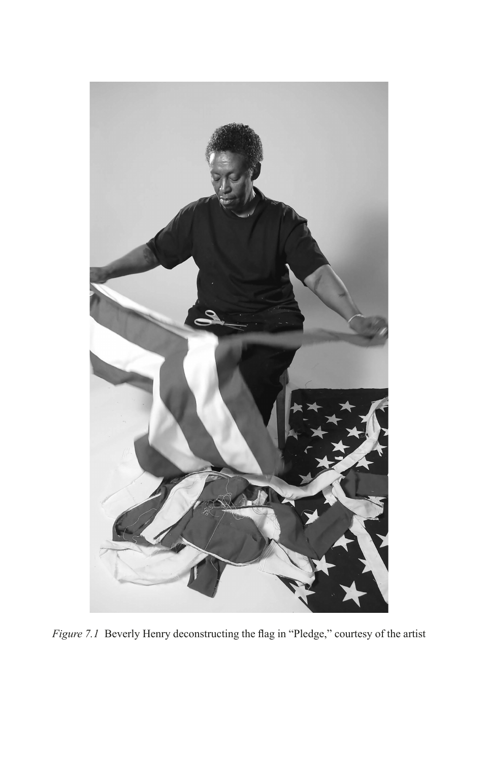*Figure 7.1* Beverly Henry deconstructing the flag in "Pledge," courtesy of the artist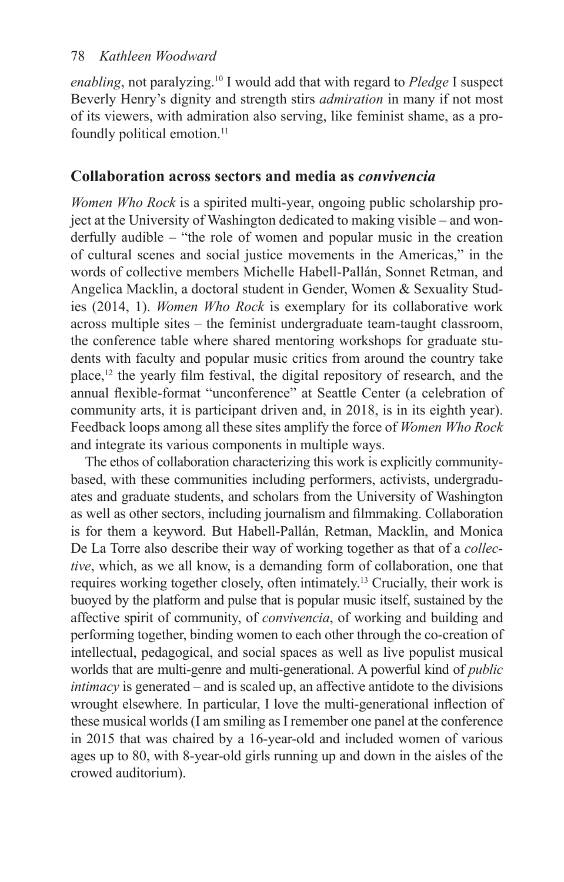*enabling*, not paralyzing.[10] I would add that with regard to *Pledge* I suspect Beverly Henry's dignity and strength stirs *admiration* in many if not most of its viewers, with admiration also serving, like feminist shame, as a profoundly political emotion.[11]

## Collaboration across sectors and media as *convivencia*

*Women Who Rock* is a spirited multi-year, ongoing public scholarship project at the University of Washington dedicated to making visible – and wonderfully audible – "the role of women and popular music in the creation of cultural scenes and social justice movements in the Americas," in the words of collective members Michelle Habell-Pallán, Sonnet Retman, and Angelica Macklin, a doctoral student in Gender, Women & Sexuality Studies (2014, 1). *Women Who Rock* is exemplary for its collaborative work across multiple sites – the feminist undergraduate team-taught classroom, the conference table where shared mentoring workshops for graduate students with faculty and popular music critics from around the country take place,[12] the yearly film festival, the digital repository of research, and the annual flexible-format "unconference" at Seattle Center (a celebration of community arts, it is participant driven and, in 2018, is in its eighth year). Feedback loops among all these sites amplify the force of *Women Who Rock* and integrate its various components in multiple ways.

The ethos of collaboration characterizing this work is explicitly community-based, with these communities including performers, activists, undergraduates and graduate students, and scholars from the University of Washington as well as other sectors, including journalism and filmmaking. Collaboration is for them a keyword. But Habell-Pallán, Retman, Macklin, and Monica De La Torre also describe their way of working together as that of a *collective*, which, as we all know, is a demanding form of collaboration, one that requires working together closely, often intimately.[13] Crucially, their work is buoyed by the platform and pulse that is popular music itself, sustained by the affective spirit of community, of *convivencia*, of working and building and performing together, binding women to each other through the co-creation of intellectual, pedagogical, and social spaces as well as live populist musical worlds that are multi-genre and multi-generational. A powerful kind of *public intimacy* is generated – and is scaled up, an affective antidote to the divisions wrought elsewhere. In particular, I love the multi-generational inflection of these musical worlds (I am smiling as I remember one panel at the conference in 2015 that was chaired by a 16-year-old and included women of various ages up to 80, with 8-year-old girls running up and down in the aisles of the crowed auditorium).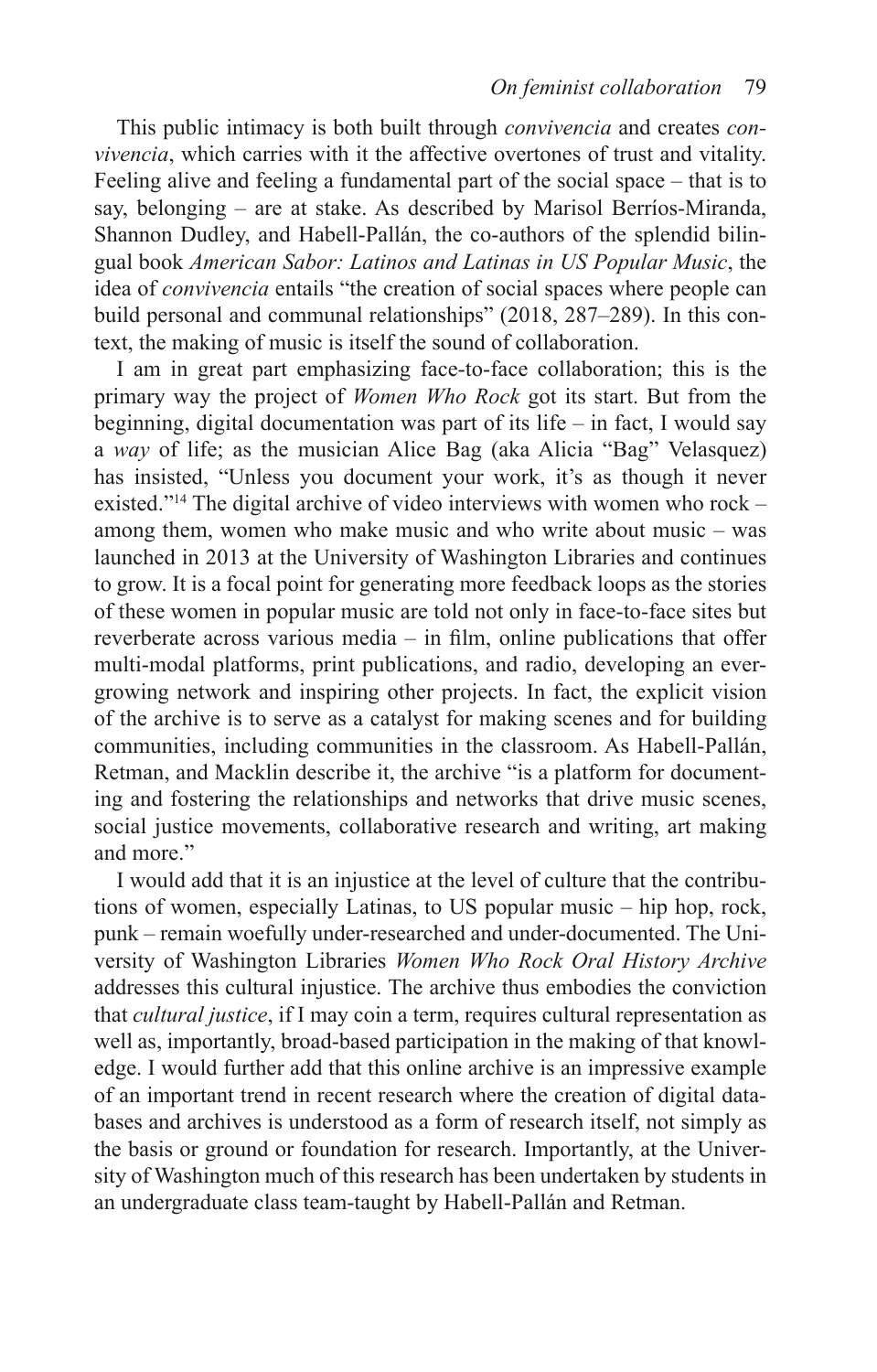This public intimacy is both built through *convivencia* and creates *convivencia*, which carries with it the affective overtones of trust and vitality. Feeling alive and feeling a fundamental part of the social space – that is to say, belonging – are at stake. As described by Marisol Berríos-Miranda, Shannon Dudley, and Habell-Pallán, the co-authors of the splendid bilingual book *American Sabor: Latinos and Latinas in US Popular Music*, the idea of *convivencia* entails "the creation of social spaces where people can build personal and communal relationships" (2018, 287–289). In this context, the making of music is itself the sound of collaboration.

I am in great part emphasizing face-to-face collaboration; this is the primary way the project of *Women Who Rock* got its start. But from the beginning, digital documentation was part of its life – in fact, I would say a *way* of life; as the musician Alice Bag (aka Alicia "Bag" Velasquez) has insisted, "Unless you document your work, it's as though it never existed."[14] The digital archive of video interviews with women who rock – among them, women who make music and who write about music – was launched in 2013 at the University of Washington Libraries and continues to grow. It is a focal point for generating more feedback loops as the stories of these women in popular music are told not only in face-to-face sites but reverberate across various media – in film, online publications that offer multi-modal platforms, print publications, and radio, developing an ever-growing network and inspiring other projects. In fact, the explicit vision of the archive is to serve as a catalyst for making scenes and for building communities, including communities in the classroom. As Habell-Pallán, Retman, and Macklin describe it, the archive "is a platform for documenting and fostering the relationships and networks that drive music scenes, social justice movements, collaborative research and writing, art making and more."

I would add that it is an injustice at the level of culture that the contributions of women, especially Latinas, to US popular music – hip hop, rock, punk – remain woefully under-researched and under-documented. The University of Washington Libraries *Women Who Rock Oral History Archive* addresses this cultural injustice. The archive thus embodies the conviction that *cultural justice*, if I may coin a term, requires cultural representation as well as, importantly, broad-based participation in the making of that knowledge. I would further add that this online archive is an impressive example of an important trend in recent research where the creation of digital databases and archives is understood as a form of research itself, not simply as the basis or ground or foundation for research. Importantly, at the University of Washington much of this research has been undertaken by students in an undergraduate class team-taught by Habell-Pallán and Retman.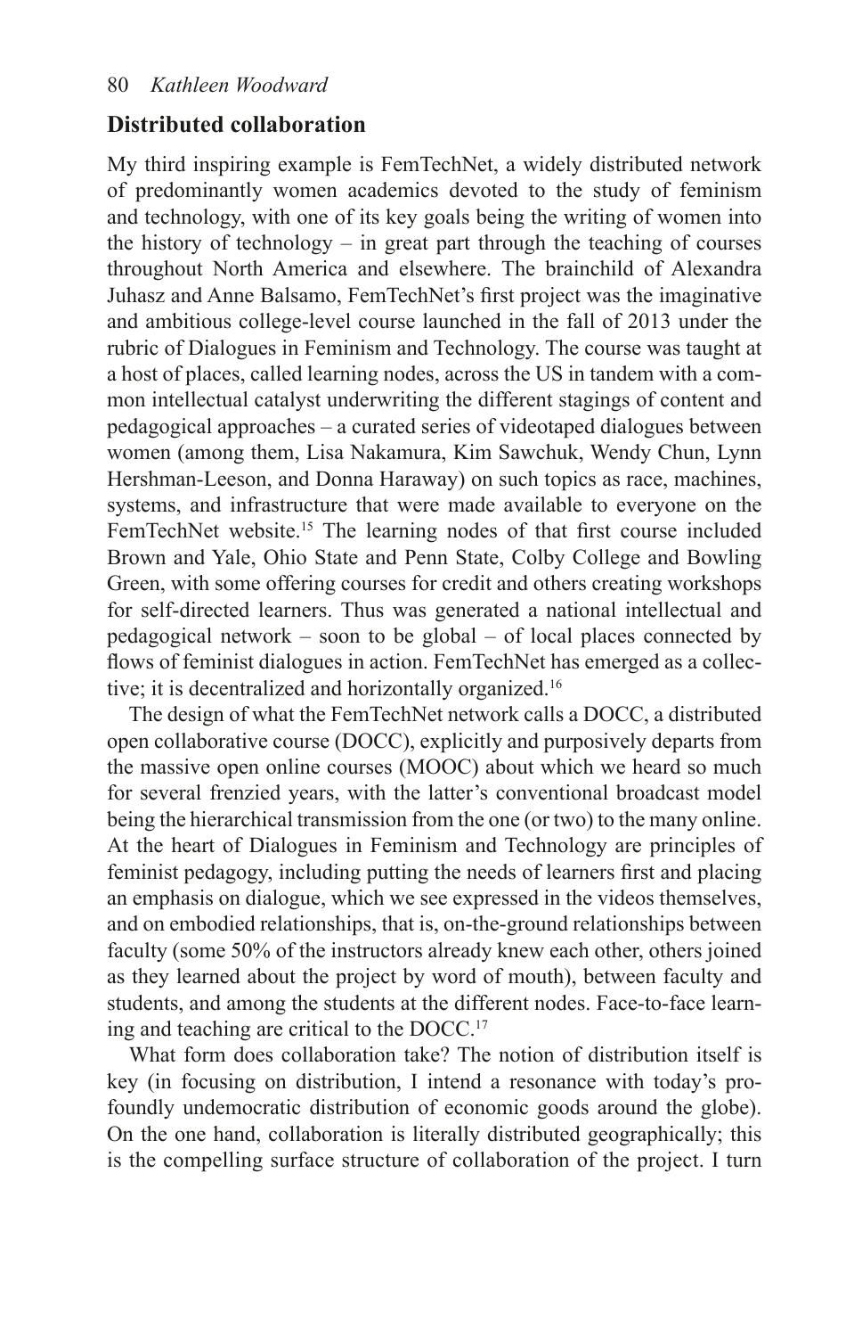## Distributed collaboration

My third inspiring example is FemTechNet, a widely distributed network of predominantly women academics devoted to the study of feminism and technology, with one of its key goals being the writing of women into the history of technology – in great part through the teaching of courses throughout North America and elsewhere. The brainchild of Alexandra Juhasz and Anne Balsamo, FemTechNet's first project was the imaginative and ambitious college-level course launched in the fall of 2013 under the rubric of Dialogues in Feminism and Technology. The course was taught at a host of places, called learning nodes, across the US in tandem with a common intellectual catalyst underwriting the different stagings of content and pedagogical approaches – a curated series of videotaped dialogues between women (among them, Lisa Nakamura, Kim Sawchuk, Wendy Chun, Lynn Hershman-Leeson, and Donna Haraway) on such topics as race, machines, systems, and infrastructure that were made available to everyone on the FemTechNet website.[15] The learning nodes of that first course included Brown and Yale, Ohio State and Penn State, Colby College and Bowling Green, with some offering courses for credit and others creating workshops for self-directed learners. Thus was generated a national intellectual and pedagogical network – soon to be global – of local places connected by flows of feminist dialogues in action. FemTechNet has emerged as a collective; it is decentralized and horizontally organized.[16]

The design of what the FemTechNet network calls a DOCC, a distributed open collaborative course (DOCC), explicitly and purposively departs from the massive open online courses (MOOC) about which we heard so much for several frenzied years, with the latter's conventional broadcast model being the hierarchical transmission from the one (or two) to the many online. At the heart of Dialogues in Feminism and Technology are principles of feminist pedagogy, including putting the needs of learners first and placing an emphasis on dialogue, which we see expressed in the videos themselves, and on embodied relationships, that is, on-the-ground relationships between faculty (some 50% of the instructors already knew each other, others joined as they learned about the project by word of mouth), between faculty and students, and among the students at the different nodes. Face-to-face learning and teaching are critical to the DOCC.[17]

What form does collaboration take? The notion of distribution itself is key (in focusing on distribution, I intend a resonance with today's profoundly undemocratic distribution of economic goods around the globe). On the one hand, collaboration is literally distributed geographically; this is the compelling surface structure of collaboration of the project. I turn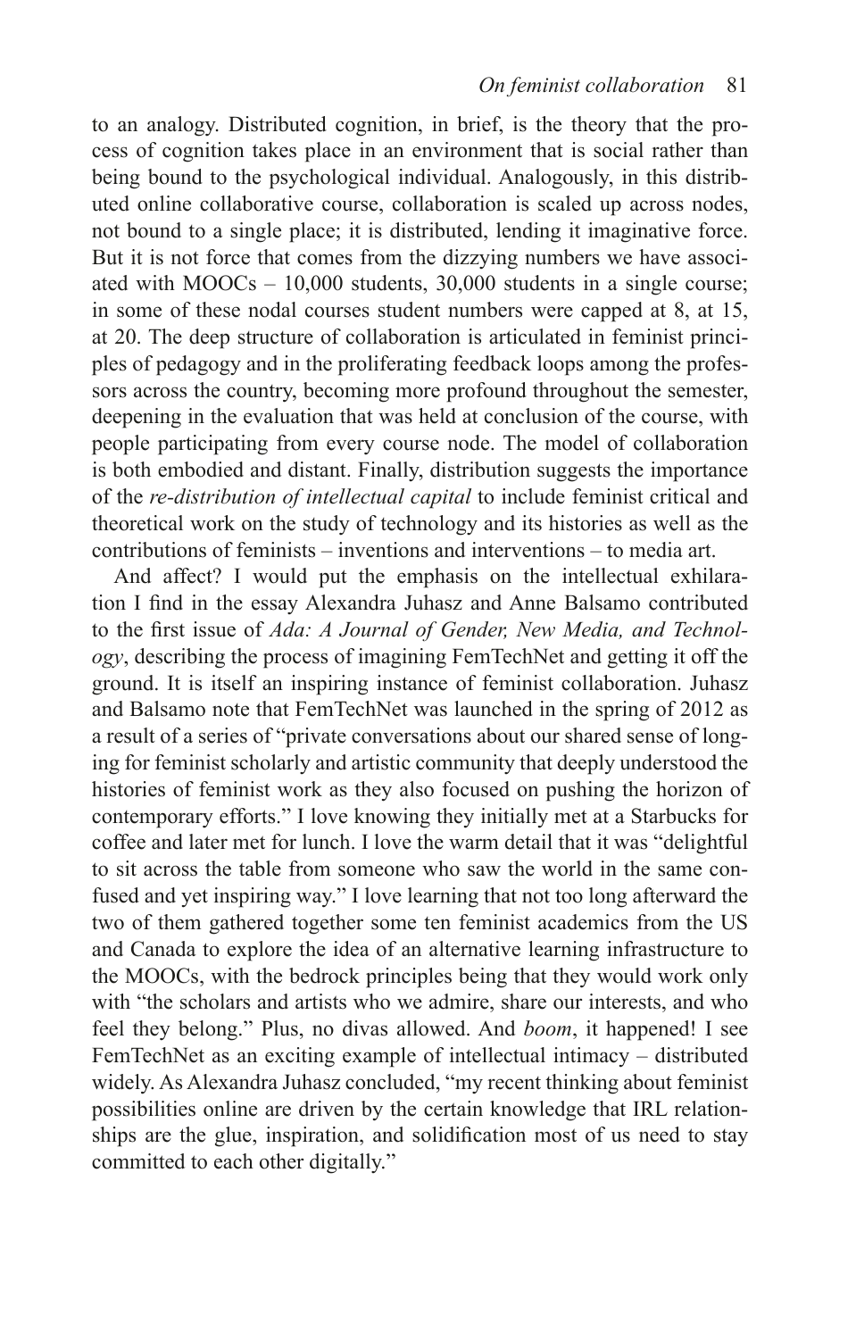to an analogy. Distributed cognition, in brief, is the theory that the process of cognition takes place in an environment that is social rather than being bound to the psychological individual. Analogously, in this distributed online collaborative course, collaboration is scaled up across nodes, not bound to a single place; it is distributed, lending it imaginative force. But it is not force that comes from the dizzying numbers we have associated with MOOCs – 10,000 students, 30,000 students in a single course; in some of these nodal courses student numbers were capped at 8, at 15, at 20. The deep structure of collaboration is articulated in feminist principles of pedagogy and in the proliferating feedback loops among the professors across the country, becoming more profound throughout the semester, deepening in the evaluation that was held at conclusion of the course, with people participating from every course node. The model of collaboration is both embodied and distant. Finally, distribution suggests the importance of the *re-distribution of intellectual capital* to include feminist critical and theoretical work on the study of technology and its histories as well as the contributions of feminists – inventions and interventions – to media art.

And affect? I would put the emphasis on the intellectual exhilaration I find in the essay Alexandra Juhasz and Anne Balsamo contributed to the first issue of *Ada: A Journal of Gender, New Media, and Technology*, describing the process of imagining FemTechNet and getting it off the ground. It is itself an inspiring instance of feminist collaboration. Juhasz and Balsamo note that FemTechNet was launched in the spring of 2012 as a result of a series of "private conversations about our shared sense of longing for feminist scholarly and artistic community that deeply understood the histories of feminist work as they also focused on pushing the horizon of contemporary efforts." I love knowing they initially met at a Starbucks for coffee and later met for lunch. I love the warm detail that it was "delightful to sit across the table from someone who saw the world in the same confused and yet inspiring way." I love learning that not too long afterward the two of them gathered together some ten feminist academics from the US and Canada to explore the idea of an alternative learning infrastructure to the MOOCs, with the bedrock principles being that they would work only with "the scholars and artists who we admire, share our interests, and who feel they belong." Plus, no divas allowed. And *boom*, it happened! I see FemTechNet as an exciting example of intellectual intimacy – distributed widely. As Alexandra Juhasz concluded, "my recent thinking about feminist possibilities online are driven by the certain knowledge that IRL relationships are the glue, inspiration, and solidification most of us need to stay committed to each other digitally."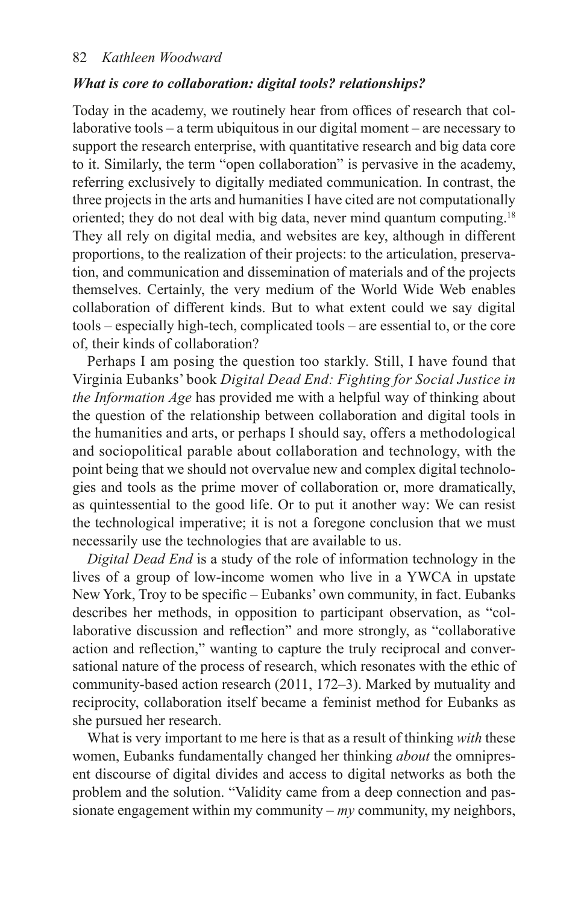### *What is core to collaboration: digital tools? relationships?*

Today in the academy, we routinely hear from offices of research that collaborative tools – a term ubiquitous in our digital moment – are necessary to support the research enterprise, with quantitative research and big data core to it. Similarly, the term "open collaboration" is pervasive in the academy, referring exclusively to digitally mediated communication. In contrast, the three projects in the arts and humanities I have cited are not computationally oriented; they do not deal with big data, never mind quantum computing.[18] They all rely on digital media, and websites are key, although in different proportions, to the realization of their projects: to the articulation, preservation, and communication and dissemination of materials and of the projects themselves. Certainly, the very medium of the World Wide Web enables collaboration of different kinds. But to what extent could we say digital tools – especially high-tech, complicated tools – are essential to, or the core of, their kinds of collaboration?

Perhaps I am posing the question too starkly. Still, I have found that Virginia Eubanks' book *Digital Dead End: Fighting for Social Justice in the Information Age* has provided me with a helpful way of thinking about the question of the relationship between collaboration and digital tools in the humanities and arts, or perhaps I should say, offers a methodological and sociopolitical parable about collaboration and technology, with the point being that we should not overvalue new and complex digital technologies and tools as the prime mover of collaboration or, more dramatically, as quintessential to the good life. Or to put it another way: We can resist the technological imperative; it is not a foregone conclusion that we must necessarily use the technologies that are available to us.

*Digital Dead End* is a study of the role of information technology in the lives of a group of low-income women who live in a YWCA in upstate New York, Troy to be specific – Eubanks' own community, in fact. Eubanks describes her methods, in opposition to participant observation, as "collaborative discussion and reflection" and more strongly, as "collaborative action and reflection," wanting to capture the truly reciprocal and conversational nature of the process of research, which resonates with the ethic of community-based action research (2011, 172–3). Marked by mutuality and reciprocity, collaboration itself became a feminist method for Eubanks as she pursued her research.

What is very important to me here is that as a result of thinking *with* these women, Eubanks fundamentally changed her thinking *about* the omnipresent discourse of digital divides and access to digital networks as both the problem and the solution. "Validity came from a deep connection and passionate engagement within my community – *my* community, my neighbors,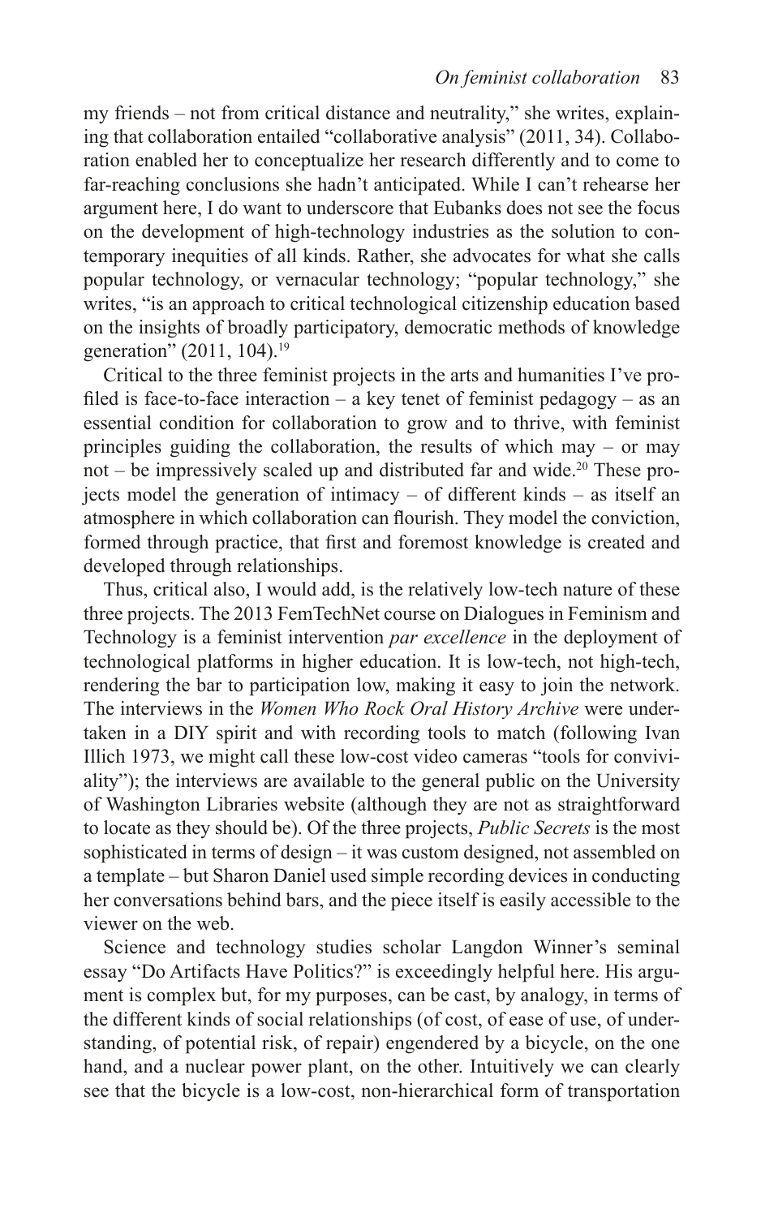my friends – not from critical distance and neutrality," she writes, explaining that collaboration entailed "collaborative analysis" (2011, 34). Collaboration enabled her to conceptualize her research differently and to come to far-reaching conclusions she hadn't anticipated. While I can't rehearse her argument here, I do want to underscore that Eubanks does not see the focus on the development of high-technology industries as the solution to contemporary inequities of all kinds. Rather, she advocates for what she calls popular technology, or vernacular technology; "popular technology," she writes, "is an approach to critical technological citizenship education based on the insights of broadly participatory, democratic methods of knowledge generation" (2011, 104).[19]

Critical to the three feminist projects in the arts and humanities I've profiled is face-to-face interaction – a key tenet of feminist pedagogy – as an essential condition for collaboration to grow and to thrive, with feminist principles guiding the collaboration, the results of which may – or may not – be impressively scaled up and distributed far and wide.[20] These projects model the generation of intimacy – of different kinds – as itself an atmosphere in which collaboration can flourish. They model the conviction, formed through practice, that first and foremost knowledge is created and developed through relationships.

Thus, critical also, I would add, is the relatively low-tech nature of these three projects. The 2013 FemTechNet course on Dialogues in Feminism and Technology is a feminist intervention *par excellence* in the deployment of technological platforms in higher education. It is low-tech, not high-tech, rendering the bar to participation low, making it easy to join the network. The interviews in the *Women Who Rock Oral History Archive* were undertaken in a DIY spirit and with recording tools to match (following Ivan Illich 1973, we might call these low-cost video cameras "tools for conviviality"); the interviews are available to the general public on the University of Washington Libraries website (although they are not as straightforward to locate as they should be). Of the three projects, *Public Secrets* is the most sophisticated in terms of design – it was custom designed, not assembled on a template – but Sharon Daniel used simple recording devices in conducting her conversations behind bars, and the piece itself is easily accessible to the viewer on the web.

Science and technology studies scholar Langdon Winner's seminal essay "Do Artifacts Have Politics?" is exceedingly helpful here. His argument is complex but, for my purposes, can be cast, by analogy, in terms of the different kinds of social relationships (of cost, of ease of use, of understanding, of potential risk, of repair) engendered by a bicycle, on the one hand, and a nuclear power plant, on the other. Intuitively we can clearly see that the bicycle is a low-cost, non-hierarchical form of transportation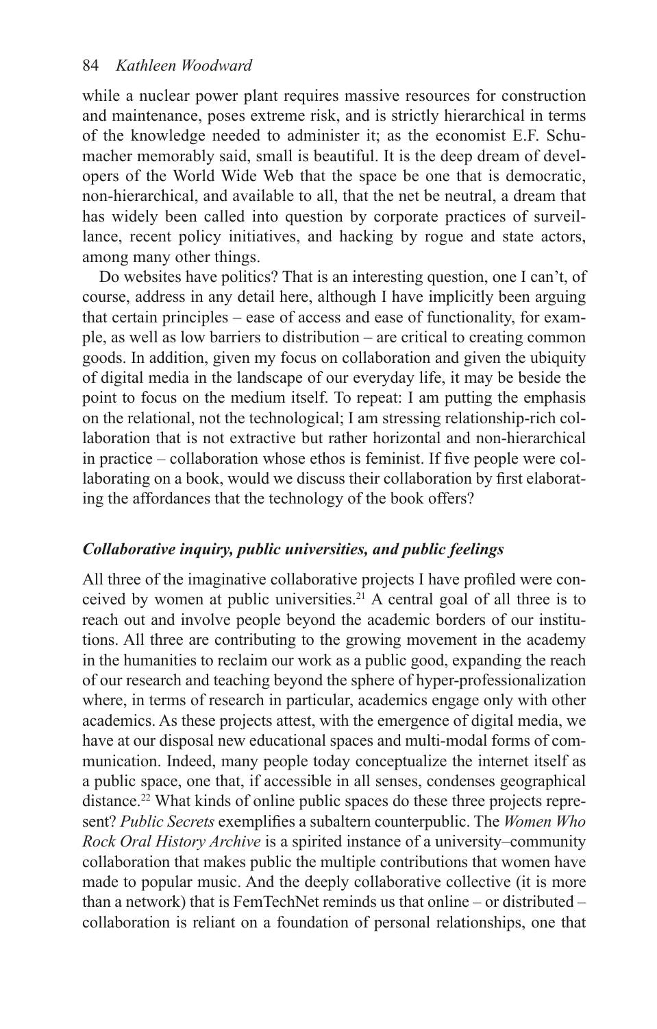while a nuclear power plant requires massive resources for construction and maintenance, poses extreme risk, and is strictly hierarchical in terms of the knowledge needed to administer it; as the economist E.F. Schumacher memorably said, small is beautiful. It is the deep dream of developers of the World Wide Web that the space be one that is democratic, non-hierarchical, and available to all, that the net be neutral, a dream that has widely been called into question by corporate practices of surveillance, recent policy initiatives, and hacking by rogue and state actors, among many other things.

Do websites have politics? That is an interesting question, one I can't, of course, address in any detail here, although I have implicitly been arguing that certain principles – ease of access and ease of functionality, for example, as well as low barriers to distribution – are critical to creating common goods. In addition, given my focus on collaboration and given the ubiquity of digital media in the landscape of our everyday life, it may be beside the point to focus on the medium itself. To repeat: I am putting the emphasis on the relational, not the technological; I am stressing relationship-rich collaboration that is not extractive but rather horizontal and non-hierarchical in practice – collaboration whose ethos is feminist. If five people were collaborating on a book, would we discuss their collaboration by first elaborating the affordances that the technology of the book offers?

### *Collaborative inquiry, public universities, and public feelings*

All three of the imaginative collaborative projects I have profiled were conceived by women at public universities.[21] A central goal of all three is to reach out and involve people beyond the academic borders of our institutions. All three are contributing to the growing movement in the academy in the humanities to reclaim our work as a public good, expanding the reach of our research and teaching beyond the sphere of hyper-professionalization where, in terms of research in particular, academics engage only with other academics. As these projects attest, with the emergence of digital media, we have at our disposal new educational spaces and multi-modal forms of communication. Indeed, many people today conceptualize the internet itself as a public space, one that, if accessible in all senses, condenses geographical distance.[22] What kinds of online public spaces do these three projects represent? *Public Secrets* exemplifies a subaltern counterpublic. The *Women Who Rock Oral History Archive* is a spirited instance of a university–community collaboration that makes public the multiple contributions that women have made to popular music. And the deeply collaborative collective (it is more than a network) that is FemTechNet reminds us that online – or distributed – collaboration is reliant on a foundation of personal relationships, one that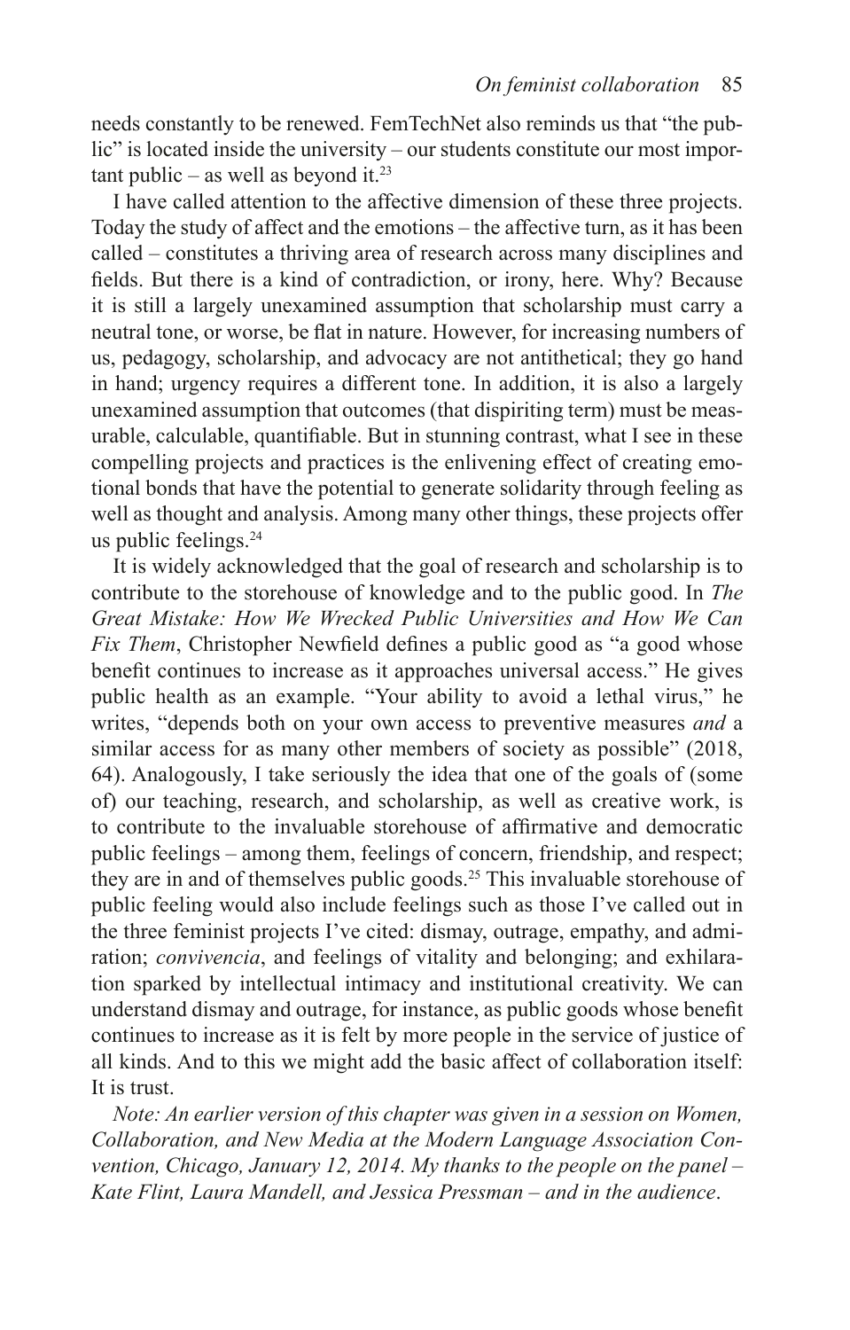needs constantly to be renewed. FemTechNet also reminds us that "the public" is located inside the university – our students constitute our most important public – as well as beyond it.[23]

I have called attention to the affective dimension of these three projects. Today the study of affect and the emotions – the affective turn, as it has been called – constitutes a thriving area of research across many disciplines and fields. But there is a kind of contradiction, or irony, here. Why? Because it is still a largely unexamined assumption that scholarship must carry a neutral tone, or worse, be flat in nature. However, for increasing numbers of us, pedagogy, scholarship, and advocacy are not antithetical; they go hand in hand; urgency requires a different tone. In addition, it is also a largely unexamined assumption that outcomes (that dispiriting term) must be measurable, calculable, quantifiable. But in stunning contrast, what I see in these compelling projects and practices is the enlivening effect of creating emotional bonds that have the potential to generate solidarity through feeling as well as thought and analysis. Among many other things, these projects offer us public feelings.[24]

It is widely acknowledged that the goal of research and scholarship is to contribute to the storehouse of knowledge and to the public good. In *The Great Mistake: How We Wrecked Public Universities and How We Can Fix Them*, Christopher Newfield defines a public good as "a good whose benefit continues to increase as it approaches universal access." He gives public health as an example. "Your ability to avoid a lethal virus," he writes, "depends both on your own access to preventive measures *and* a similar access for as many other members of society as possible" (2018, 64). Analogously, I take seriously the idea that one of the goals of (some of) our teaching, research, and scholarship, as well as creative work, is to contribute to the invaluable storehouse of affirmative and democratic public feelings – among them, feelings of concern, friendship, and respect; they are in and of themselves public goods.[25] This invaluable storehouse of public feeling would also include feelings such as those I've called out in the three feminist projects I've cited: dismay, outrage, empathy, and admiration; *convivencia*, and feelings of vitality and belonging; and exhilaration sparked by intellectual intimacy and institutional creativity. We can understand dismay and outrage, for instance, as public goods whose benefit continues to increase as it is felt by more people in the service of justice of all kinds. And to this we might add the basic affect of collaboration itself: It is trust.

*Note: An earlier version of this chapter was given in a session on Women, Collaboration, and New Media at the Modern Language Association Convention, Chicago, January 12, 2014. My thanks to the people on the panel – Kate Flint, Laura Mandell, and Jessica Pressman – and in the audience*.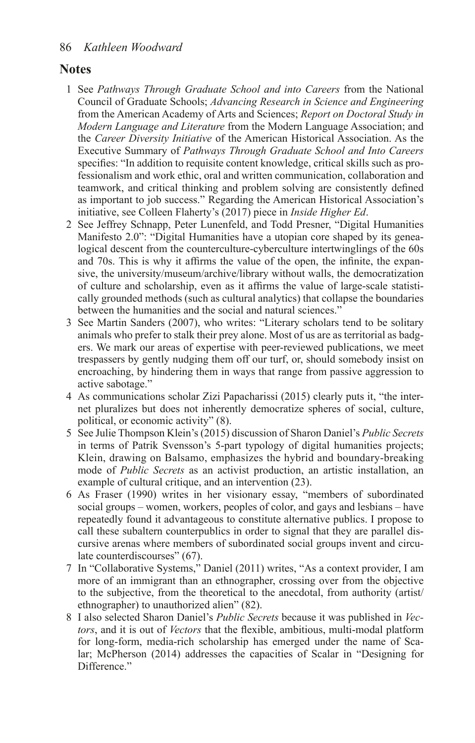## Notes

1. See *Pathways Through Graduate School and into Careers* from the National Council of Graduate Schools; *Advancing Research in Science and Engineering* from the American Academy of Arts and Sciences; *Report on Doctoral Study in Modern Language and Literature* from the Modern Language Association; and the *Career Diversity Initiative* of the American Historical Association. As the Executive Summary of *Pathways Through Graduate School and Into Careers* specifies: "In addition to requisite content knowledge, critical skills such as professionalism and work ethic, oral and written communication, collaboration and teamwork, and critical thinking and problem solving are consistently defined as important to job success." Regarding the American Historical Association's initiative, see Colleen Flaherty's (2017) piece in *Inside Higher Ed*.
2. See Jeffrey Schnapp, Peter Lunenfeld, and Todd Presner, "Digital Humanities Manifesto 2.0": "Digital Humanities have a utopian core shaped by its genealogical descent from the counterculture-cyberculture intertwinglings of the 60s and 70s. This is why it affirms the value of the open, the infinite, the expansive, the university/museum/archive/library without walls, the democratization of culture and scholarship, even as it affirms the value of large-scale statistically grounded methods (such as cultural analytics) that collapse the boundaries between the humanities and the social and natural sciences."
3. See Martin Sanders (2007), who writes: "Literary scholars tend to be solitary animals who prefer to stalk their prey alone. Most of us are as territorial as badgers. We mark our areas of expertise with peer-reviewed publications, we meet trespassers by gently nudging them off our turf, or, should somebody insist on encroaching, by hindering them in ways that range from passive aggression to active sabotage."
4. As communications scholar Zizi Papacharissi (2015) clearly puts it, "the internet pluralizes but does not inherently democratize spheres of social, culture, political, or economic activity" (8).
5. See Julie Thompson Klein's (2015) discussion of Sharon Daniel's *Public Secrets* in terms of Patrik Svensson's 5-part typology of digital humanities projects; Klein, drawing on Balsamo, emphasizes the hybrid and boundary-breaking mode of *Public Secrets* as an activist production, an artistic installation, an example of cultural critique, and an intervention (23).
6. As Fraser (1990) writes in her visionary essay, "members of subordinated social groups – women, workers, peoples of color, and gays and lesbians – have repeatedly found it advantageous to constitute alternative publics. I propose to call these subaltern counterpublics in order to signal that they are parallel discursive arenas where members of subordinated social groups invent and circulate counterdiscourses" (67).
7. In "Collaborative Systems," Daniel (2011) writes, "As a context provider, I am more of an immigrant than an ethnographer, crossing over from the objective to the subjective, from the theoretical to the anecdotal, from authority (artist/ethnographer) to unauthorized alien" (82).
8. I also selected Sharon Daniel's *Public Secrets* because it was published in *Vectors*, and it is out of *Vectors* that the flexible, ambitious, multi-modal platform for long-form, media-rich scholarship has emerged under the name of Scalar; McPherson (2014) addresses the capacities of Scalar in "Designing for Difference."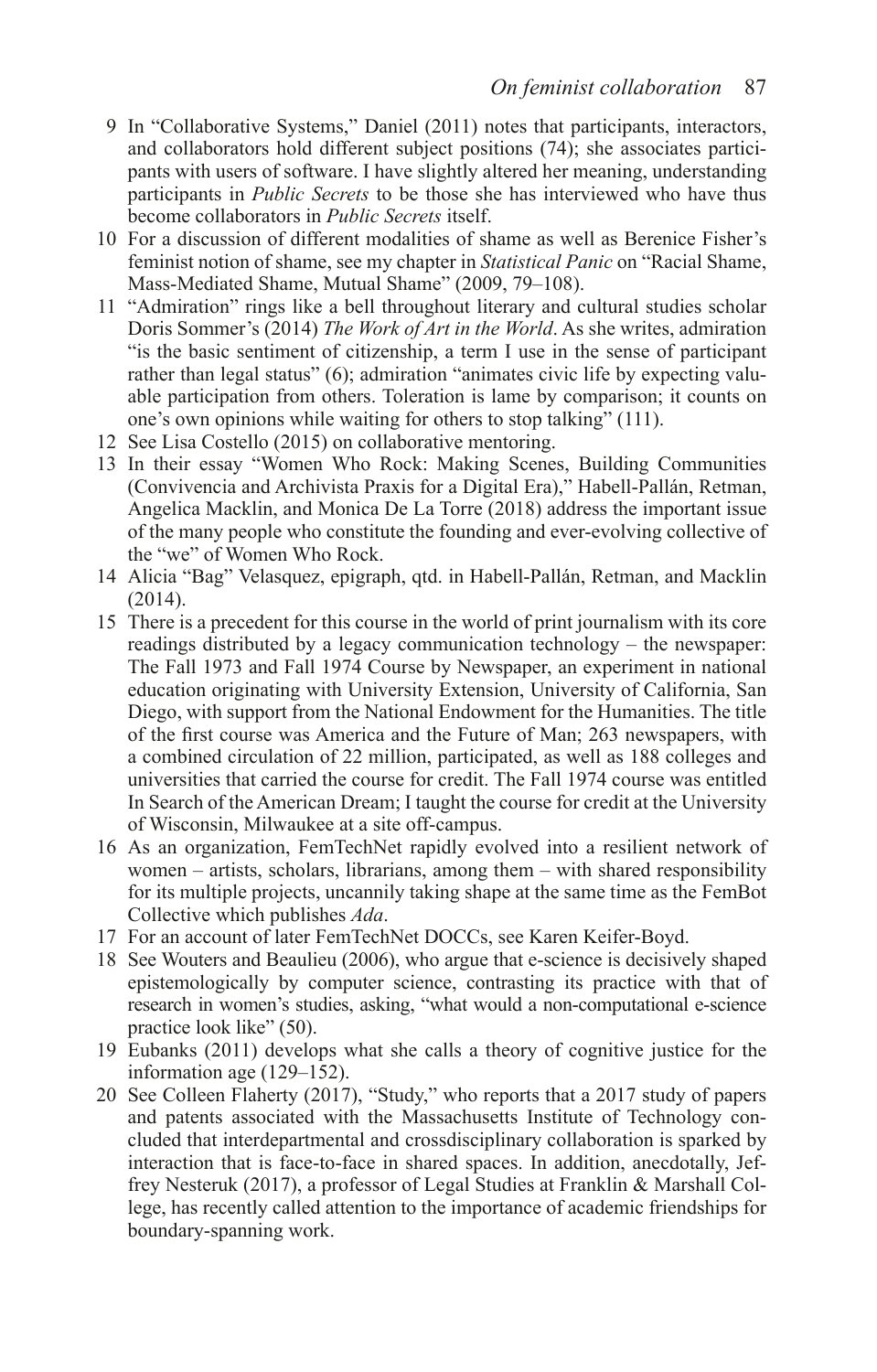9 In "Collaborative Systems," Daniel (2011) notes that participants, interactors, and collaborators hold different subject positions (74); she associates participants with users of software. I have slightly altered her meaning, understanding participants in *Public Secrets* to be those she has interviewed who have thus become collaborators in *Public Secrets* itself.

10 For a discussion of different modalities of shame as well as Berenice Fisher's feminist notion of shame, see my chapter in *Statistical Panic* on "Racial Shame, Mass-Mediated Shame, Mutual Shame" (2009, 79–108).

11 "Admiration" rings like a bell throughout literary and cultural studies scholar Doris Sommer's (2014) *The Work of Art in the World*. As she writes, admiration "is the basic sentiment of citizenship, a term I use in the sense of participant rather than legal status" (6); admiration "animates civic life by expecting valuable participation from others. Toleration is lame by comparison; it counts on one's own opinions while waiting for others to stop talking" (111).

12 See Lisa Costello (2015) on collaborative mentoring.

13 In their essay "Women Who Rock: Making Scenes, Building Communities (Convivencia and Archivista Praxis for a Digital Era)," Habell-Pallán, Retman, Angelica Macklin, and Monica De La Torre (2018) address the important issue of the many people who constitute the founding and ever-evolving collective of the "we" of Women Who Rock.

14 Alicia "Bag" Velasquez, epigraph, qtd. in Habell-Pallán, Retman, and Macklin (2014).

15 There is a precedent for this course in the world of print journalism with its core readings distributed by a legacy communication technology – the newspaper: The Fall 1973 and Fall 1974 Course by Newspaper, an experiment in national education originating with University Extension, University of California, San Diego, with support from the National Endowment for the Humanities. The title of the first course was America and the Future of Man; 263 newspapers, with a combined circulation of 22 million, participated, as well as 188 colleges and universities that carried the course for credit. The Fall 1974 course was entitled In Search of the American Dream; I taught the course for credit at the University of Wisconsin, Milwaukee at a site off-campus.

16 As an organization, FemTechNet rapidly evolved into a resilient network of women – artists, scholars, librarians, among them – with shared responsibility for its multiple projects, uncannily taking shape at the same time as the FemBot Collective which publishes *Ada*.

17 For an account of later FemTechNet DOCCs, see Karen Keifer-Boyd.

18 See Wouters and Beaulieu (2006), who argue that e-science is decisively shaped epistemologically by computer science, contrasting its practice with that of research in women's studies, asking, "what would a non-computational e-science practice look like" (50).

19 Eubanks (2011) develops what she calls a theory of cognitive justice for the information age (129–152).

20 See Colleen Flaherty (2017), "Study," who reports that a 2017 study of papers and patents associated with the Massachusetts Institute of Technology concluded that interdepartmental and crossdisciplinary collaboration is sparked by interaction that is face-to-face in shared spaces. In addition, anecdotally, Jeffrey Nesteruk (2017), a professor of Legal Studies at Franklin & Marshall College, has recently called attention to the importance of academic friendships for boundary-spanning work.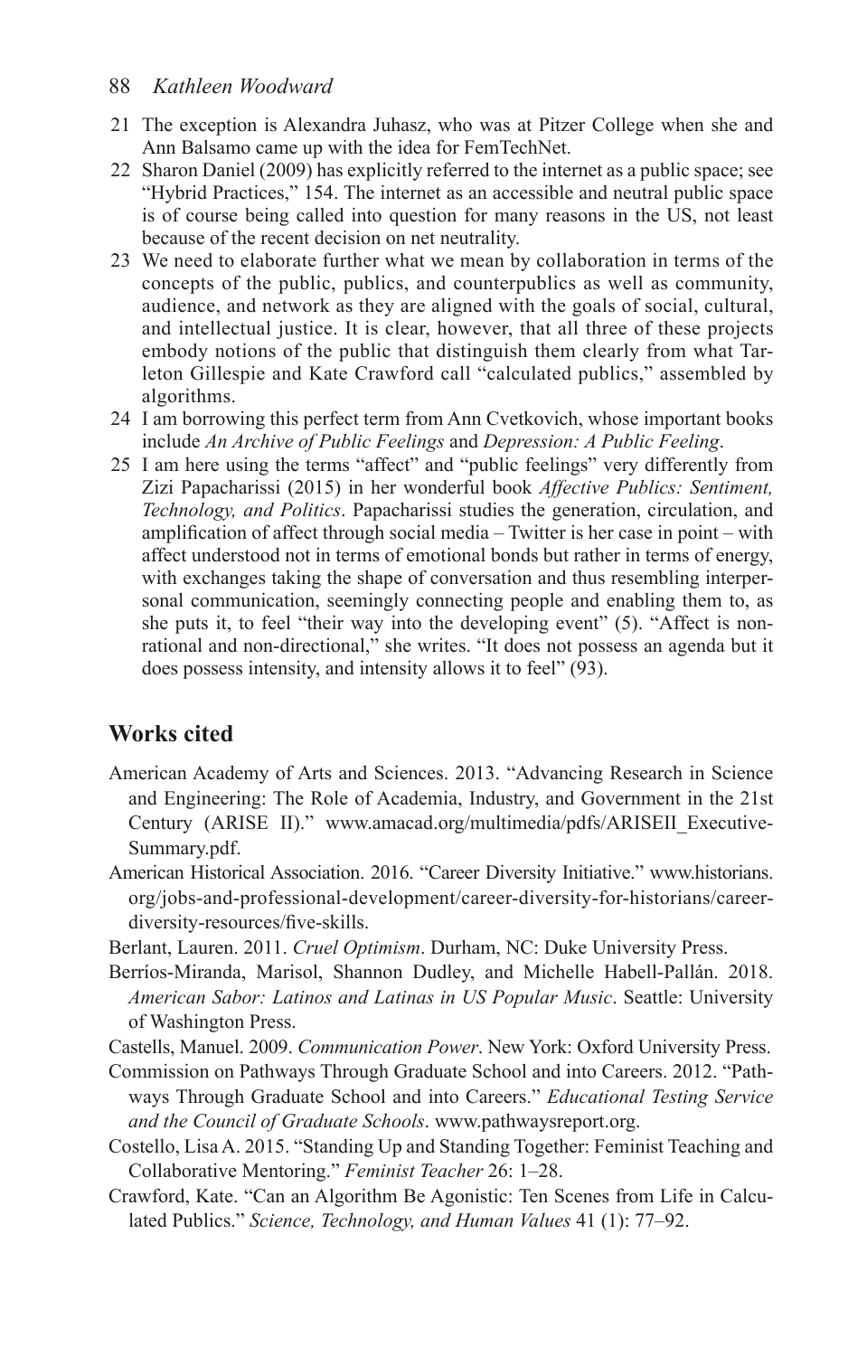21 The exception is Alexandra Juhasz, who was at Pitzer College when she and Ann Balsamo came up with the idea for FemTechNet.

22 Sharon Daniel (2009) has explicitly referred to the internet as a public space; see "Hybrid Practices," 154. The internet as an accessible and neutral public space is of course being called into question for many reasons in the US, not least because of the recent decision on net neutrality.

23 We need to elaborate further what we mean by collaboration in terms of the concepts of the public, publics, and counterpublics as well as community, audience, and network as they are aligned with the goals of social, cultural, and intellectual justice. It is clear, however, that all three of these projects embody notions of the public that distinguish them clearly from what Tarleton Gillespie and Kate Crawford call "calculated publics," assembled by algorithms.

24 I am borrowing this perfect term from Ann Cvetkovich, whose important books include *An Archive of Public Feelings* and *Depression: A Public Feeling*.

25 I am here using the terms "affect" and "public feelings" very differently from Zizi Papacharissi (2015) in her wonderful book *Affective Publics: Sentiment, Technology, and Politics*. Papacharissi studies the generation, circulation, and amplification of affect through social media – Twitter is her case in point – with affect understood not in terms of emotional bonds but rather in terms of energy, with exchanges taking the shape of conversation and thus resembling interpersonal communication, seemingly connecting people and enabling them to, as she puts it, to feel "their way into the developing event" (5). "Affect is non-rational and non-directional," she writes. "It does not possess an agenda but it does possess intensity, and intensity allows it to feel" (93).

## Works cited

American Academy of Arts and Sciences. 2013. "Advancing Research in Science and Engineering: The Role of Academia, Industry, and Government in the 21st Century (ARISE II)." www.amacad.org/multimedia/pdfs/ARISEII_Executive-Summary.pdf.

American Historical Association. 2016. "Career Diversity Initiative." www.historians.org/jobs-and-professional-development/career-diversity-for-historians/career-diversity-resources/five-skills.

Berlant, Lauren. 2011. *Cruel Optimism*. Durham, NC: Duke University Press.

Berríos-Miranda, Marisol, Shannon Dudley, and Michelle Habell-Pallán. 2018. *American Sabor: Latinos and Latinas in US Popular Music*. Seattle: University of Washington Press.

Castells, Manuel. 2009. *Communication Power*. New York: Oxford University Press.

Commission on Pathways Through Graduate School and into Careers. 2012. "Pathways Through Graduate School and into Careers." *Educational Testing Service and the Council of Graduate Schools*. www.pathwaysreport.org.

Costello, Lisa A. 2015. "Standing Up and Standing Together: Feminist Teaching and Collaborative Mentoring." *Feminist Teacher* 26: 1–28.

Crawford, Kate. "Can an Algorithm Be Agonistic: Ten Scenes from Life in Calculated Publics." *Science, Technology, and Human Values* 41 (1): 77–92.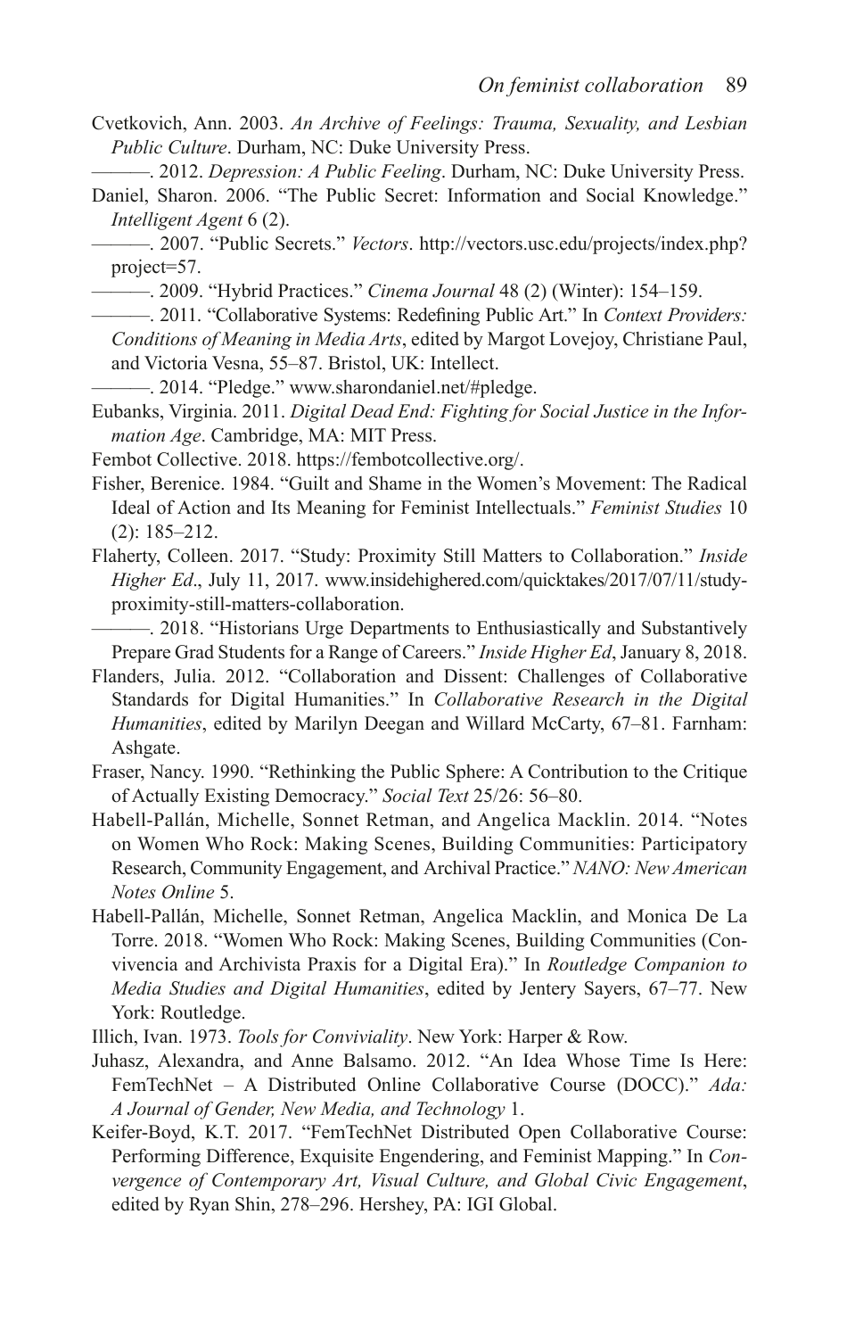Cvetkovich, Ann. 2003. *An Archive of Feelings: Trauma, Sexuality, and Lesbian Public Culture*. Durham, NC: Duke University Press.

———. 2012. *Depression: A Public Feeling*. Durham, NC: Duke University Press.

Daniel, Sharon. 2006. "The Public Secret: Information and Social Knowledge." *Intelligent Agent* 6 (2).

———. 2007. "Public Secrets." *Vectors*. http://vectors.usc.edu/projects/index.php?project=57.

———. 2009. "Hybrid Practices." *Cinema Journal* 48 (2) (Winter): 154–159.

———. 2011. "Collaborative Systems: Redefining Public Art." In *Context Providers: Conditions of Meaning in Media Arts*, edited by Margot Lovejoy, Christiane Paul, and Victoria Vesna, 55–87. Bristol, UK: Intellect.

———. 2014. "Pledge." www.sharondaniel.net/#pledge.

Eubanks, Virginia. 2011. *Digital Dead End: Fighting for Social Justice in the Information Age*. Cambridge, MA: MIT Press.

Fembot Collective. 2018. https://fembotcollective.org/.

Fisher, Berenice. 1984. "Guilt and Shame in the Women's Movement: The Radical Ideal of Action and Its Meaning for Feminist Intellectuals." *Feminist Studies* 10 (2): 185–212.

Flaherty, Colleen. 2017. "Study: Proximity Still Matters to Collaboration." *Inside Higher Ed*., July 11, 2017. www.insidehighered.com/quicktakes/2017/07/11/study-proximity-still-matters-collaboration.

———. 2018. "Historians Urge Departments to Enthusiastically and Substantively Prepare Grad Students for a Range of Careers." *Inside Higher Ed*, January 8, 2018.

Flanders, Julia. 2012. "Collaboration and Dissent: Challenges of Collaborative Standards for Digital Humanities." In *Collaborative Research in the Digital Humanities*, edited by Marilyn Deegan and Willard McCarty, 67–81. Farnham: Ashgate.

Fraser, Nancy. 1990. "Rethinking the Public Sphere: A Contribution to the Critique of Actually Existing Democracy." *Social Text* 25/26: 56–80.

Habell-Pallán, Michelle, Sonnet Retman, and Angelica Macklin. 2014. "Notes on Women Who Rock: Making Scenes, Building Communities: Participatory Research, Community Engagement, and Archival Practice." *NANO: New American Notes Online* 5.

Habell-Pallán, Michelle, Sonnet Retman, Angelica Macklin, and Monica De La Torre. 2018. "Women Who Rock: Making Scenes, Building Communities (Convivencia and Archivista Praxis for a Digital Era)." In *Routledge Companion to Media Studies and Digital Humanities*, edited by Jentery Sayers, 67–77. New York: Routledge.

Illich, Ivan. 1973. *Tools for Conviviality*. New York: Harper & Row.

Juhasz, Alexandra, and Anne Balsamo. 2012. "An Idea Whose Time Is Here: FemTechNet – A Distributed Online Collaborative Course (DOCC)." *Ada: A Journal of Gender, New Media, and Technology* 1.

Keifer-Boyd, K.T. 2017. "FemTechNet Distributed Open Collaborative Course: Performing Difference, Exquisite Engendering, and Feminist Mapping." In *Convergence of Contemporary Art, Visual Culture, and Global Civic Engagement*, edited by Ryan Shin, 278–296. Hershey, PA: IGI Global.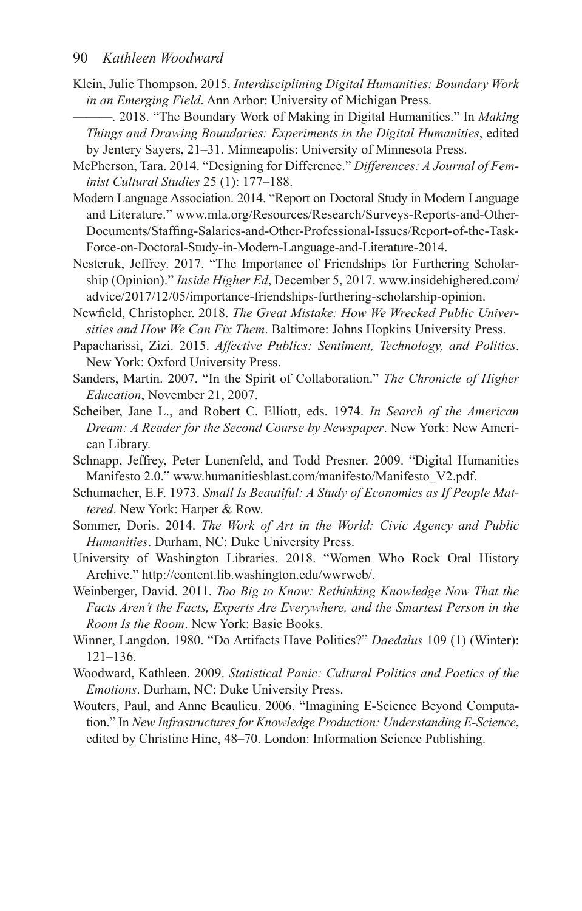Klein, Julie Thompson. 2015. *Interdisciplining Digital Humanities: Boundary Work in an Emerging Field*. Ann Arbor: University of Michigan Press.

———. 2018. "The Boundary Work of Making in Digital Humanities." In *Making Things and Drawing Boundaries: Experiments in the Digital Humanities*, edited by Jentery Sayers, 21–31. Minneapolis: University of Minnesota Press.

McPherson, Tara. 2014. "Designing for Difference." *Differences: A Journal of Feminist Cultural Studies* 25 (1): 177–188.

Modern Language Association. 2014. "Report on Doctoral Study in Modern Language and Literature." www.mla.org/Resources/Research/Surveys-Reports-and-Other-Documents/Staffing-Salaries-and-Other-Professional-Issues/Report-of-the-Task-Force-on-Doctoral-Study-in-Modern-Language-and-Literature-2014.

Nesteruk, Jeffrey. 2017. "The Importance of Friendships for Furthering Scholarship (Opinion)." *Inside Higher Ed*, December 5, 2017. www.insidehighered.com/advice/2017/12/05/importance-friendships-furthering-scholarship-opinion.

Newfield, Christopher. 2018. *The Great Mistake: How We Wrecked Public Universities and How We Can Fix Them*. Baltimore: Johns Hopkins University Press.

Papacharissi, Zizi. 2015. *Affective Publics: Sentiment, Technology, and Politics*. New York: Oxford University Press.

Sanders, Martin. 2007. "In the Spirit of Collaboration." *The Chronicle of Higher Education*, November 21, 2007.

Scheiber, Jane L., and Robert C. Elliott, eds. 1974. *In Search of the American Dream: A Reader for the Second Course by Newspaper*. New York: New American Library.

Schnapp, Jeffrey, Peter Lunenfeld, and Todd Presner. 2009. "Digital Humanities Manifesto 2.0." www.humanitiesblast.com/manifesto/Manifesto_V2.pdf.

Schumacher, E.F. 1973. *Small Is Beautiful: A Study of Economics as If People Mattered*. New York: Harper & Row.

Sommer, Doris. 2014. *The Work of Art in the World: Civic Agency and Public Humanities*. Durham, NC: Duke University Press.

University of Washington Libraries. 2018. "Women Who Rock Oral History Archive." http://content.lib.washington.edu/wwrweb/.

Weinberger, David. 2011. *Too Big to Know: Rethinking Knowledge Now That the Facts Aren't the Facts, Experts Are Everywhere, and the Smartest Person in the Room Is the Room*. New York: Basic Books.

Winner, Langdon. 1980. "Do Artifacts Have Politics?" *Daedalus* 109 (1) (Winter): 121–136.

Woodward, Kathleen. 2009. *Statistical Panic: Cultural Politics and Poetics of the Emotions*. Durham, NC: Duke University Press.

Wouters, Paul, and Anne Beaulieu. 2006. "Imagining E-Science Beyond Computation." In *New Infrastructures for Knowledge Production: Understanding E-Science*, edited by Christine Hine, 48–70. London: Information Science Publishing.